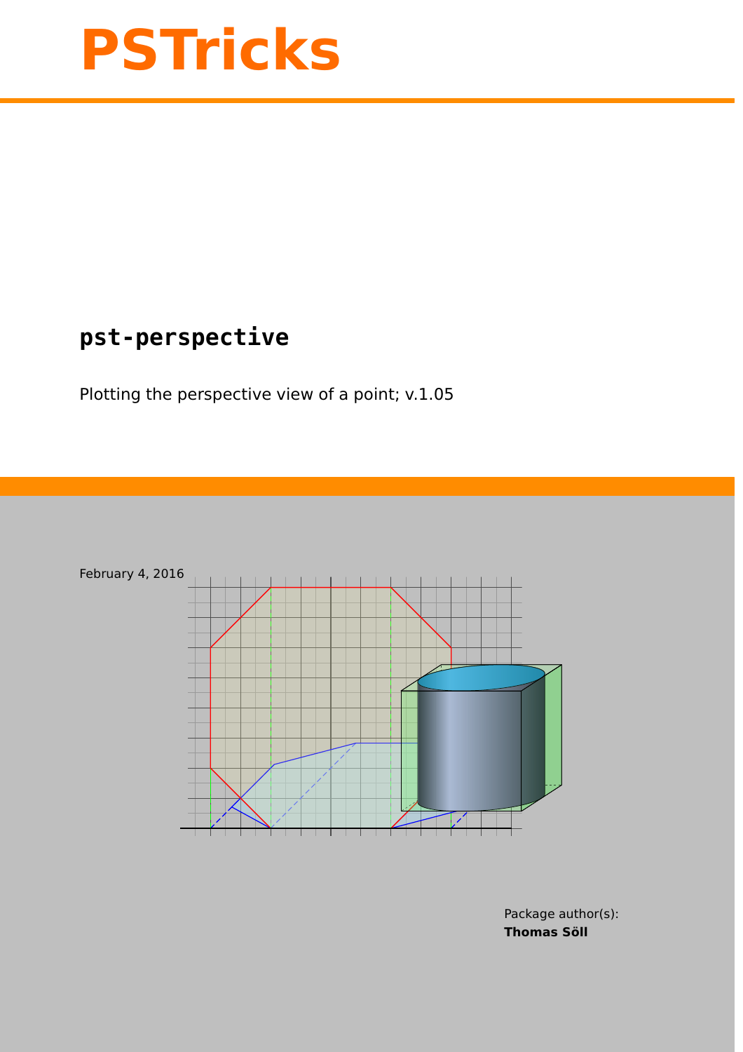# PSTricks

## pst-perspective

Plotting the perspective view of a point; v.1.05

February 4, 2016

Package author(s):
**Thomas Söll**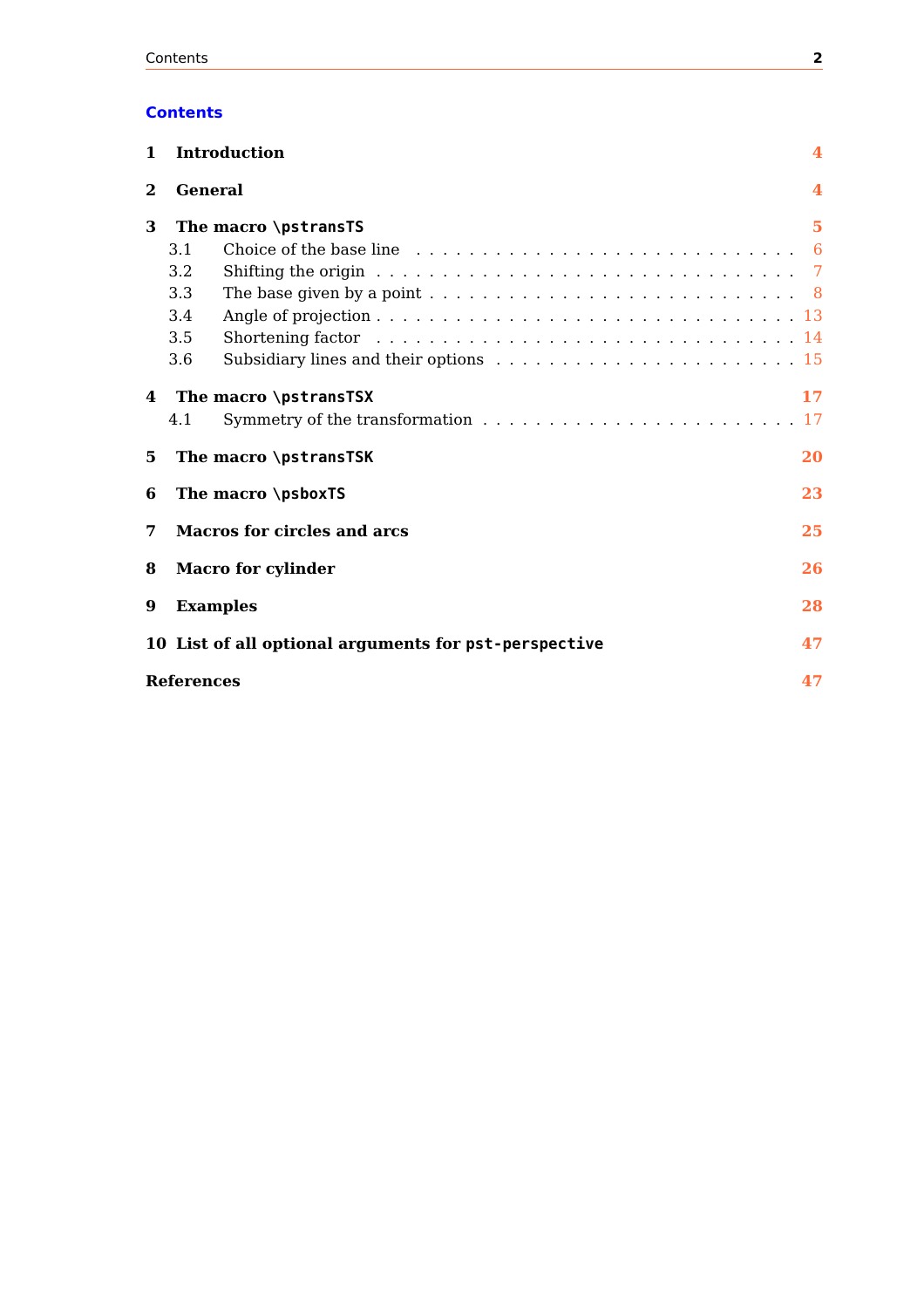# Contents

**1 Introduction** 4

**2 General** 4

**3 The macro `\pstransTS`** 5

- 3.1 Choice of the base line . . . . . 6
- 3.2 Shifting the origin . . . . . 7
- 3.3 The base given by a point . . . . . 8
- 3.4 Angle of projection . . . . . 13
- 3.5 Shortening factor . . . . . 14
- 3.6 Subsidiary lines and their options . . . . . 15

**4 The macro `\pstransTSX`** 17

- 4.1 Symmetry of the transformation . . . . . 17

**5 The macro `\pstransTSK`** 20

**6 The macro `\psboxTS`** 23

**7 Macros for circles and arcs** 25

**8 Macro for cylinder** 26

**9 Examples** 28

**10 List of all optional arguments for `pst-perspective`** 47

**References** 47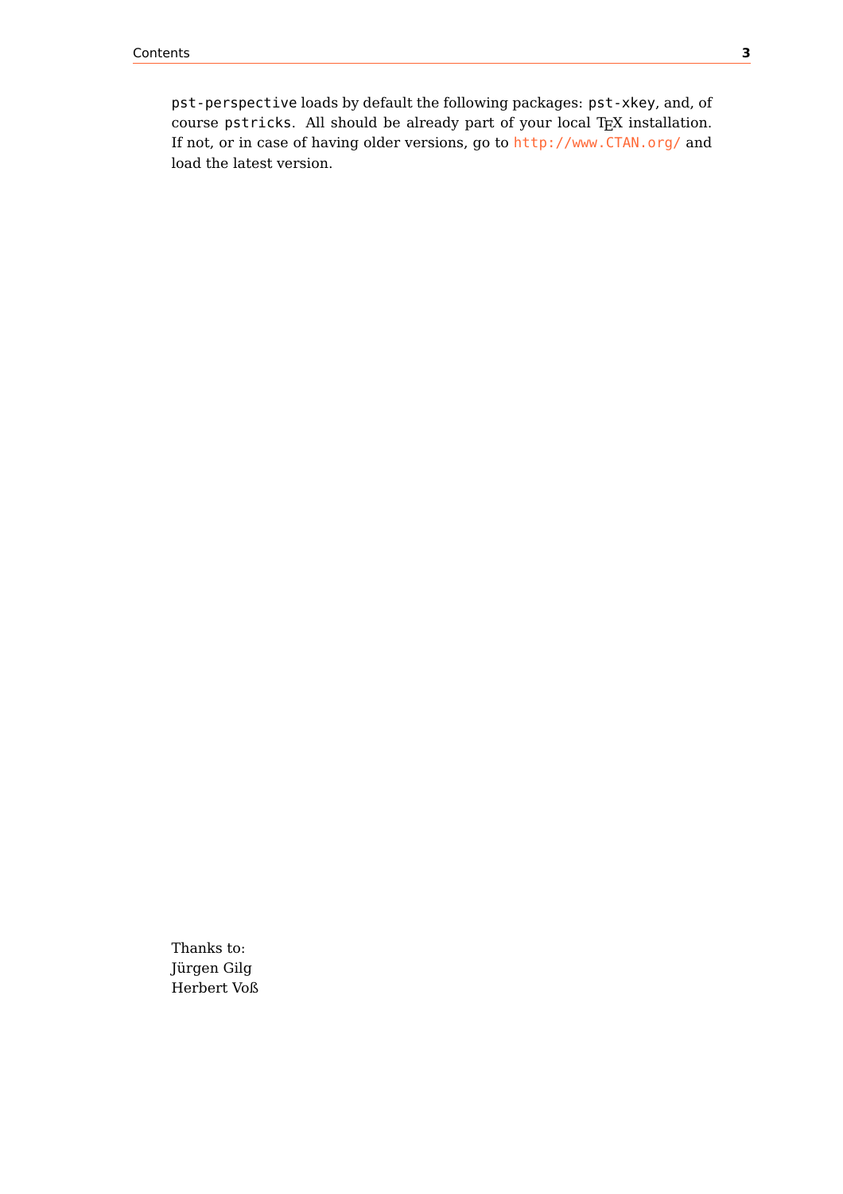`pst-perspective` loads by default the following packages: `pst-xkey`, and, of course `pstricks`. All should be already part of your local TEX installation. If not, or in case of having older versions, go to `http://www.CTAN.org/` and load the latest version.

Thanks to:
Jürgen Gilg
Herbert Voß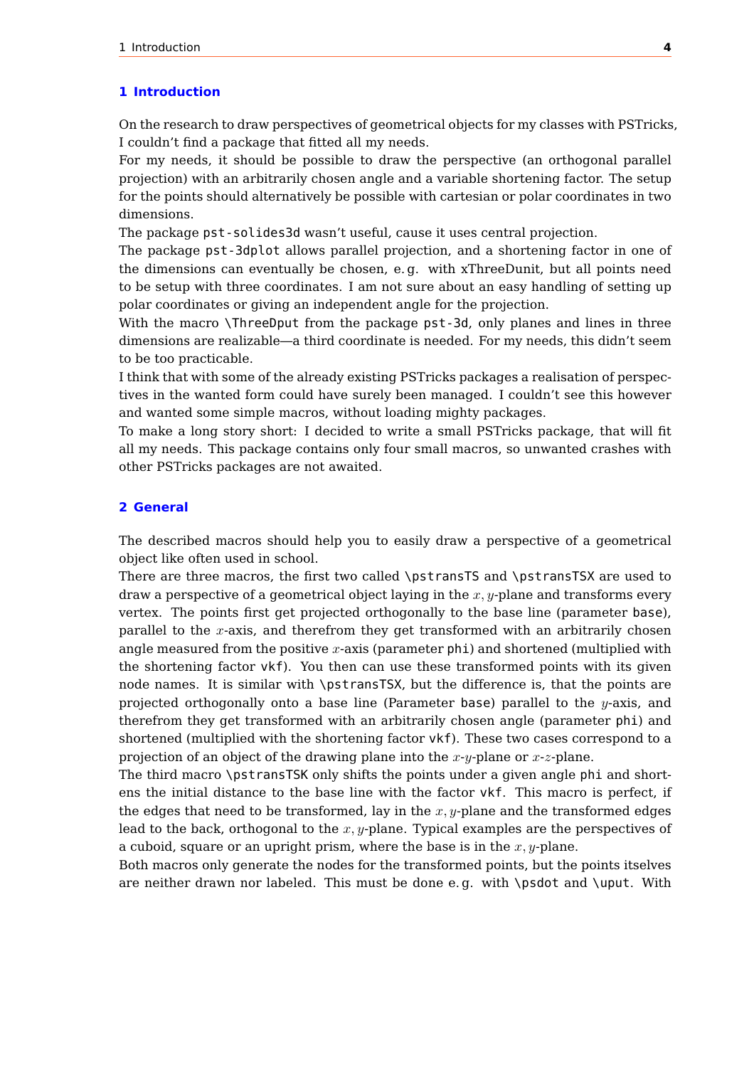# 1 Introduction

On the research to draw perspectives of geometrical objects for my classes with PSTricks, I couldn't find a package that fitted all my needs.
For my needs, it should be possible to draw the perspective (an orthogonal parallel projection) with an arbitrarily chosen angle and a variable shortening factor. The setup for the points should alternatively be possible with cartesian or polar coordinates in two dimensions.
The package `pst-solides3d` wasn't useful, cause it uses central projection.
The package `pst-3dplot` allows parallel projection, and a shortening factor in one of the dimensions can eventually be chosen, e. g. with xThreeDunit, but all points need to be setup with three coordinates. I am not sure about an easy handling of setting up polar coordinates or giving an independent angle for the projection.
With the macro `\ThreeDput` from the package `pst-3d`, only planes and lines in three dimensions are realizable—a third coordinate is needed. For my needs, this didn't seem to be too practicable.
I think that with some of the already existing PSTricks packages a realisation of perspectives in the wanted form could have surely been managed. I couldn't see this however and wanted some simple macros, without loading mighty packages.
To make a long story short: I decided to write a small PSTricks package, that will fit all my needs. This package contains only four small macros, so unwanted crashes with other PSTricks packages are not awaited.

# 2 General

The described macros should help you to easily draw a perspective of a geometrical object like often used in school.
There are three macros, the first two called `\pstransTS` and `\pstransTSX` are used to draw a perspective of a geometrical object laying in the $x, y$-plane and transforms every vertex. The points first get projected orthogonally to the base line (parameter `base`), parallel to the $x$-axis, and therefrom they get transformed with an arbitrarily chosen angle measured from the positive $x$-axis (parameter `phi`) and shortened (multiplied with the shortening factor `vkf`). You then can use these transformed points with its given node names. It is similar with `\pstransTSX`, but the difference is, that the points are projected orthogonally onto a base line (Parameter `base`) parallel to the $y$-axis, and therefrom they get transformed with an arbitrarily chosen angle (parameter `phi`) and shortened (multiplied with the shortening factor `vkf`). These two cases correspond to a projection of an object of the drawing plane into the $x$-$y$-plane or $x$-$z$-plane.
The third macro `\pstransTSK` only shifts the points under a given angle `phi` and shortens the initial distance to the base line with the factor `vkf`. This macro is perfect, if the edges that need to be transformed, lay in the $x, y$-plane and the transformed edges lead to the back, orthogonal to the $x, y$-plane. Typical examples are the perspectives of a cuboid, square or an upright prism, where the base is in the $x, y$-plane.
Both macros only generate the nodes for the transformed points, but the points itselves are neither drawn nor labeled. This must be done e. g. with `\psdot` and `\uput`. With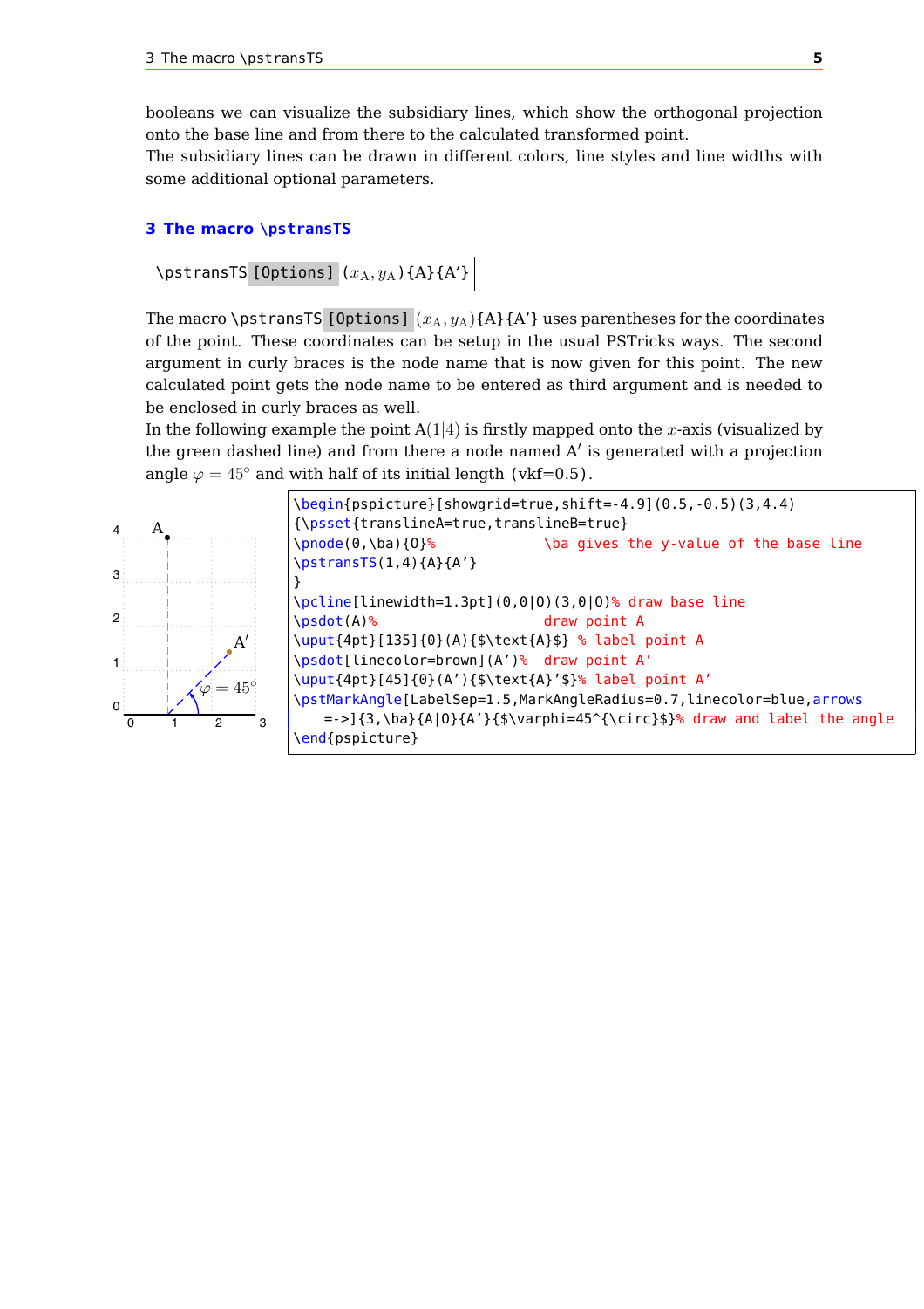booleans we can visualize the subsidiary lines, which show the orthogonal projection onto the base line and from there to the calculated transformed point.
The subsidiary lines can be drawn in different colors, line styles and line widths with some additional optional parameters.

## 3 The macro `\pstransTS`

```
\pstransTS [Options] (x_A, y_A){A}{A'}
```

The macro `\pstransTS [Options]` $(x_\mathrm{A}, y_\mathrm{A})${A}{A′} uses parentheses for the coordinates of the point. These coordinates can be setup in the usual PSTricks ways. The second argument in curly braces is the node name that is now given for this point. The new calculated point gets the node name to be entered as third argument and is needed to be enclosed in curly braces as well.
In the following example the point A$(1|4)$ is firstly mapped onto the $x$-axis (visualized by the green dashed line) and from there a node named A′ is generated with a projection angle $\varphi = 45°$ and with half of its initial length (vkf=0.5).

```
\begin{pspicture}[showgrid=true,shift=-4.9](0.5,-0.5)(3,4.4)
{\psset{translineA=true,translineB=true}
\pnode(0,\ba){O}%             \ba gives the y-value of the base line
\pstransTS(1,4){A}{A'}
}
\pcline[linewidth=1.3pt](0,0|O)(3,0|O)% draw base line
\psdot(A)%                    draw point A
\uput{4pt}[135]{0}(A){$\text{A}$} % label point A
\psdot[linecolor=brown](A')%  draw point A'
\uput{4pt}[45]{0}(A'){$\text{A}'$}% label point A'
\pstMarkAngle[LabelSep=1.5,MarkAngleRadius=0.7,linecolor=blue,arrows
   =->]{3,\ba}{A|O}{A'}{$\varphi=45^{\circ}$}% draw and label the angle
\end{pspicture}
```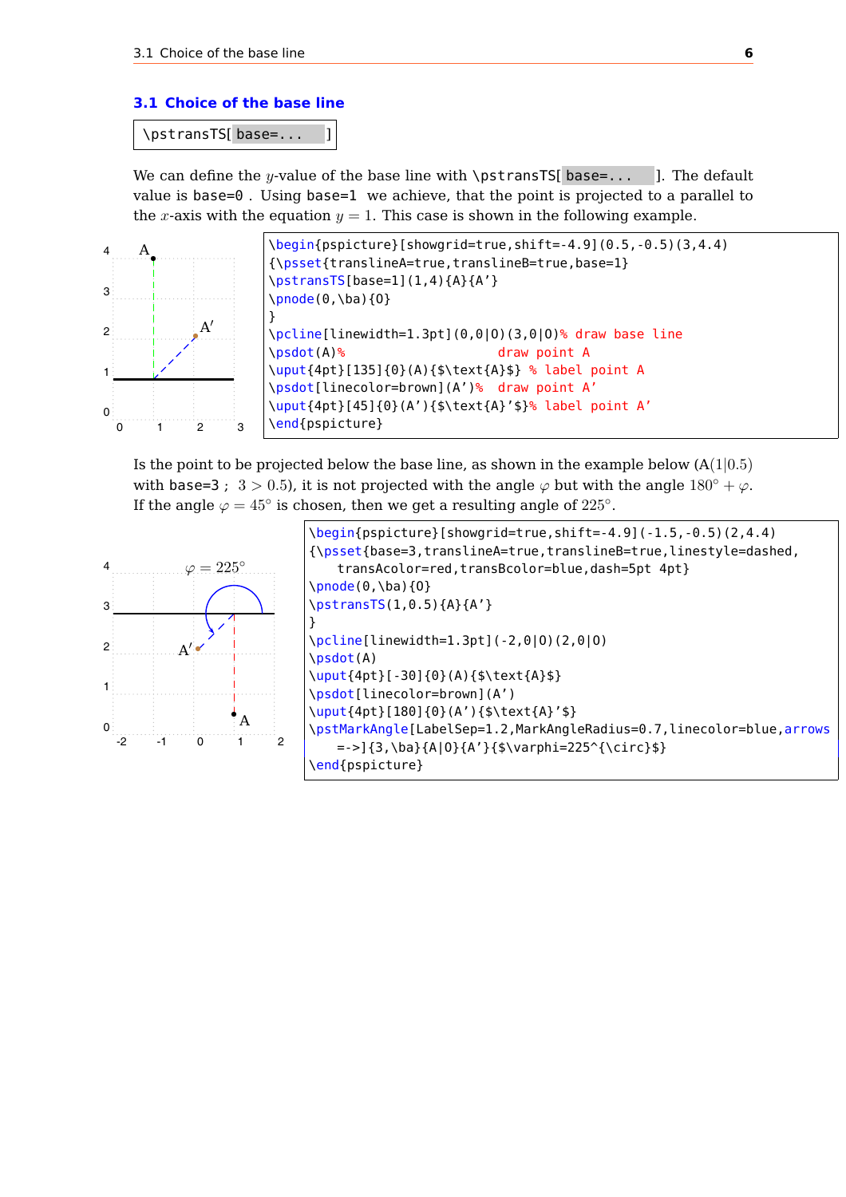## 3.1 Choice of the base line

```
\pstransTS[ base=... ]
```

We can define the $y$-value of the base line with `\pstransTS[ base=... ]`. The default value is `base=0`. Using `base=1` we achieve, that the point is projected to a parallel to the $x$-axis with the equation $y = 1$. This case is shown in the following example.

```
\begin{pspicture}[showgrid=true,shift=-4.9](0.5,-0.5)(3,4.4)
{\psset{translineA=true,translineB=true,base=1}
\pstransTS[base=1](1,4){A}{A'}
\pnode(0,\ba){O}
}
\pcline[linewidth=1.3pt](0,0|O)(3,0|O)% draw base line
\psdot(A)%                    draw point A
\uput{4pt}[135]{0}(A){$\text{A}$} % label point A
\psdot[linecolor=brown](A')%  draw point A'
\uput{4pt}[45]{0}(A'){$\text{A}'$}% label point A'
\end{pspicture}
```

Is the point to be projected below the base line, as shown in the example below (A$(1|0.5)$ with `base=3`; $3 > 0.5$), it is not projected with the angle $\varphi$ but with the angle $180^\circ + \varphi$. If the angle $\varphi = 45^\circ$ is chosen, then we get a resulting angle of $225^\circ$.

```
\begin{pspicture}[showgrid=true,shift=-4.9](-1.5,-0.5)(2,4.4)
{\psset{base=3,translineA=true,translineB=true,linestyle=dashed,
   transAcolor=red,transBcolor=blue,dash=5pt 4pt}
\pnode(0,\ba){O}
\pstransTS(1,0.5){A}{A'}
}
\pcline[linewidth=1.3pt](-2,0|O)(2,0|O)
\psdot(A)
\uput{4pt}[-30]{0}(A){$\text{A}$}
\psdot[linecolor=brown](A')
\uput{4pt}[180]{0}(A'){$\text{A}'$}
\pstMarkAngle[LabelSep=1.2,MarkAngleRadius=0.7,linecolor=blue,arrows
   =->]{3,\ba}{A|O}{A'}{$\varphi=225^{\circ}$}
\end{pspicture}
```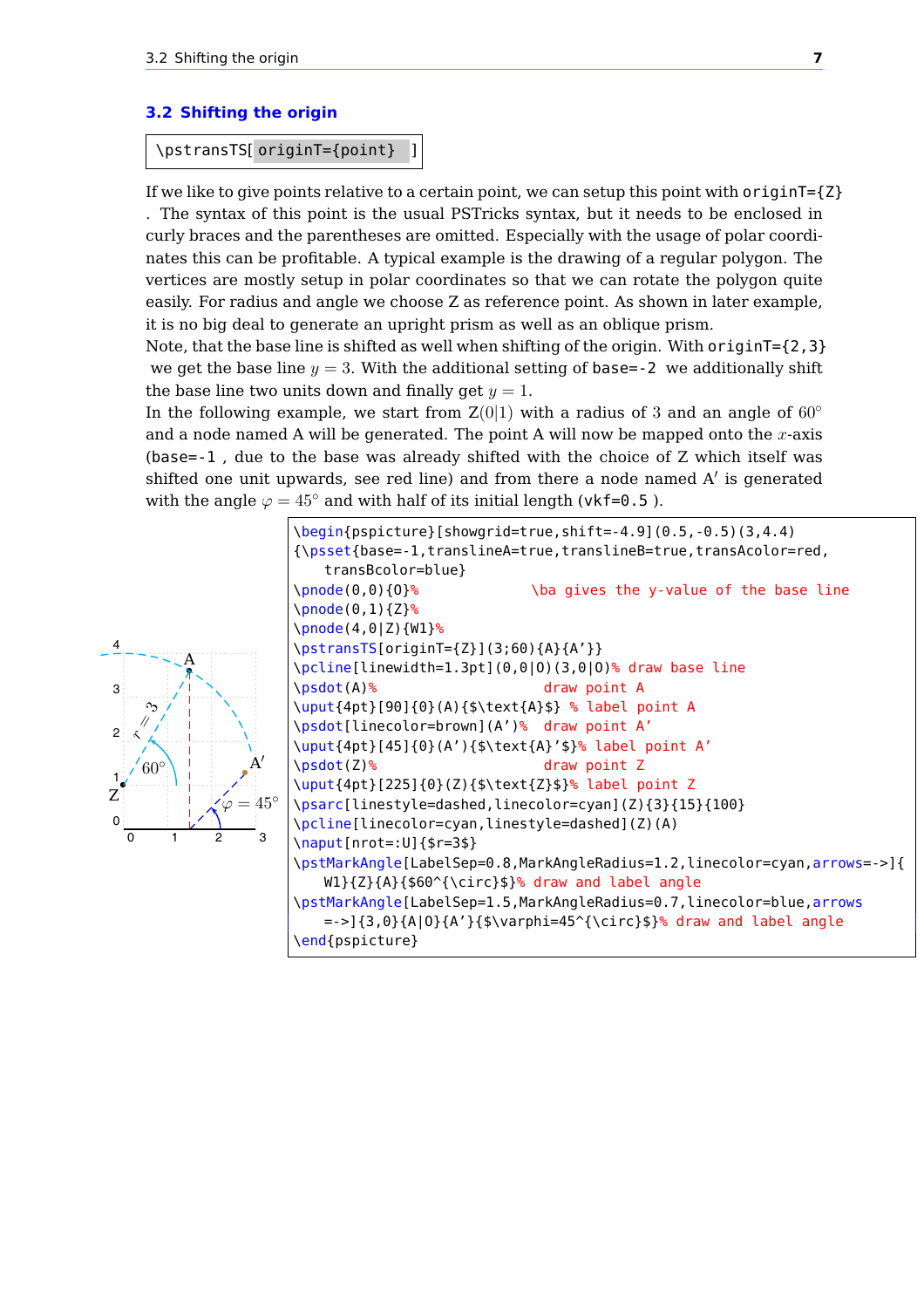## 3.2 Shifting the origin

```
\pstransTS[ originT={point} ]
```

If we like to give points relative to a certain point, we can setup this point with `originT={Z}` . The syntax of this point is the usual PSTricks syntax, but it needs to be enclosed in curly braces and the parentheses are omitted. Especially with the usage of polar coordinates this can be profitable. A typical example is the drawing of a regular polygon. The vertices are mostly setup in polar coordinates so that we can rotate the polygon quite easily. For radius and angle we choose Z as reference point. As shown in later example, it is no big deal to generate an upright prism as well as an oblique prism.

Note, that the base line is shifted as well when shifting of the origin. With `originT={2,3}` we get the base line $y = 3$. With the additional setting of `base=-2` we additionally shift the base line two units down and finally get $y = 1$.

In the following example, we start from $\mathrm{Z}(0|1)$ with a radius of $3$ and an angle of $60°$ and a node named A will be generated. The point A will now be mapped onto the $x$-axis (`base=-1` , due to the base was already shifted with the choice of Z which itself was shifted one unit upwards, see red line) and from there a node named $\mathrm{A}'$ is generated with the angle $\varphi = 45°$ and with half of its initial length (`vkf=0.5` ).

```
\begin{pspicture}[showgrid=true,shift=-4.9](0.5,-0.5)(3,4.4)
{\psset{base=-1,translineA=true,translineB=true,transAcolor=red,
    transBcolor=blue}
\pnode(0,0){O}%              \ba gives the y-value of the base line
\pnode(0,1){Z}%
\pnode(4,0|Z){W1}%
\pstransTS[originT={Z}](3;60){A}{A'}}
\pcline[linewidth=1.3pt](0,0|O)(3,0|O)% draw base line
\psdot(A)%                   draw point A
\uput{4pt}[90]{0}(A){$\text{A}$} % label point A
\psdot[linecolor=brown](A')%  draw point A'
\uput{4pt}[45]{0}(A'){$\text{A}'$}% label point A'
\psdot(Z)%                   draw point Z
\uput{4pt}[225]{0}(Z){$\text{Z}$}% label point Z
\psarc[linestyle=dashed,linecolor=cyan](Z){3}{15}{100}
\pcline[linecolor=cyan,linestyle=dashed](Z)(A)
\naput[nrot=:U]{$r=3$}
\pstMarkAngle[LabelSep=0.8,MarkAngleRadius=1.2,linecolor=cyan,arrows=->]{
    W1}{Z}{A}{$60^{\circ}$}% draw and label angle
\pstMarkAngle[LabelSep=1.5,MarkAngleRadius=0.7,linecolor=blue,arrows
    =->]{3,0}{A|O}{A'}{$\varphi=45^{\circ}$}% draw and label angle
\end{pspicture}
```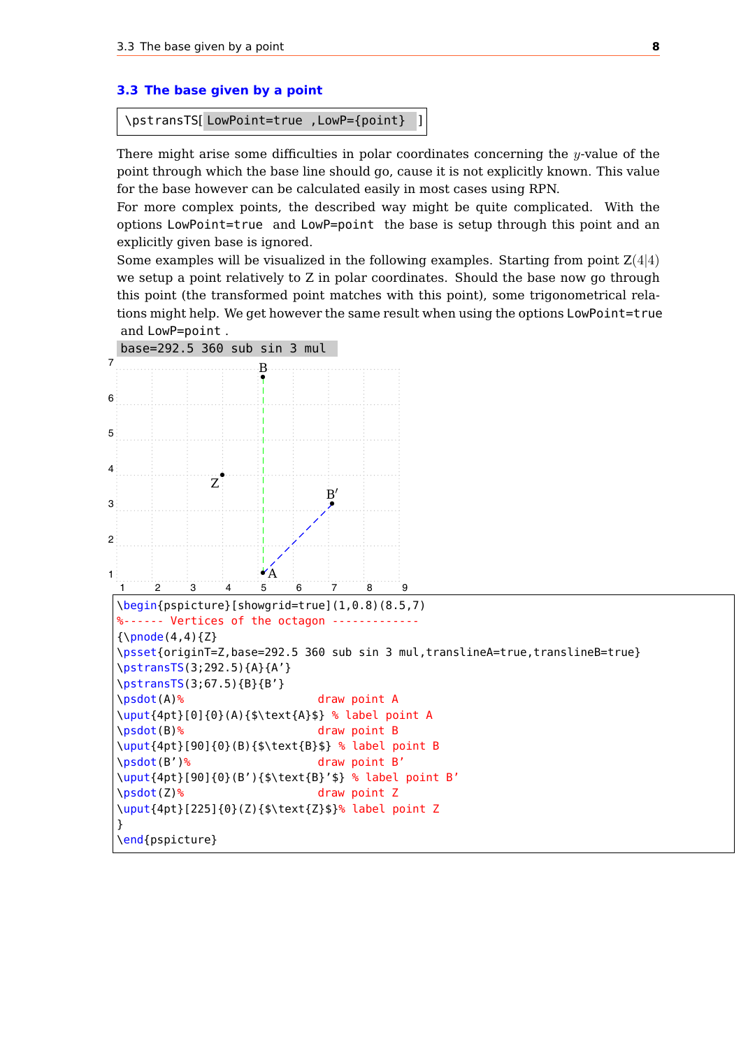### 3.3 The base given by a point

```
\pstransTS[ LowPoint=true ,LowP={point} ]
```

There might arise some difficulties in polar coordinates concerning the $y$-value of the point through which the base line should go, cause it is not explicitly known. This value for the base however can be calculated easily in most cases using RPN.

For more complex points, the described way might be quite complicated. With the options `LowPoint=true` and `LowP=point` the base is setup through this point and an explicitly given base is ignored.

Some examples will be visualized in the following examples. Starting from point $Z(4|4)$ we setup a point relatively to Z in polar coordinates. Should the base now go through this point (the transformed point matches with this point), some trigonometrical relations might help. We get however the same result when using the options `LowPoint=true` and `LowP=point`.

`base=292.5 360 sub sin 3 mul`

```
\begin{pspicture}[showgrid=true](1,0.8)(8.5,7)
%------ Vertices of the octagon -------------
{\pnode(4,4){Z}
\psset{originT=Z,base=292.5 360 sub sin 3 mul,translineA=true,translineB=true}
\pstransTS(3;292.5){A}{A'}
\pstransTS(3;67.5){B}{B'}
\psdot(A)%                     draw point A
\uput{4pt}[0]{0}(A){$\text{A}$} % label point A
\psdot(B)%                     draw point B
\uput{4pt}[90]{0}(B){$\text{B}$} % label point B
\psdot(B')%                    draw point B'
\uput{4pt}[90]{0}(B'){$\text{B}'$} % label point B'
\psdot(Z)%                     draw point Z
\uput{4pt}[225]{0}(Z){$\text{Z}$}% label point Z
}
\end{pspicture}
```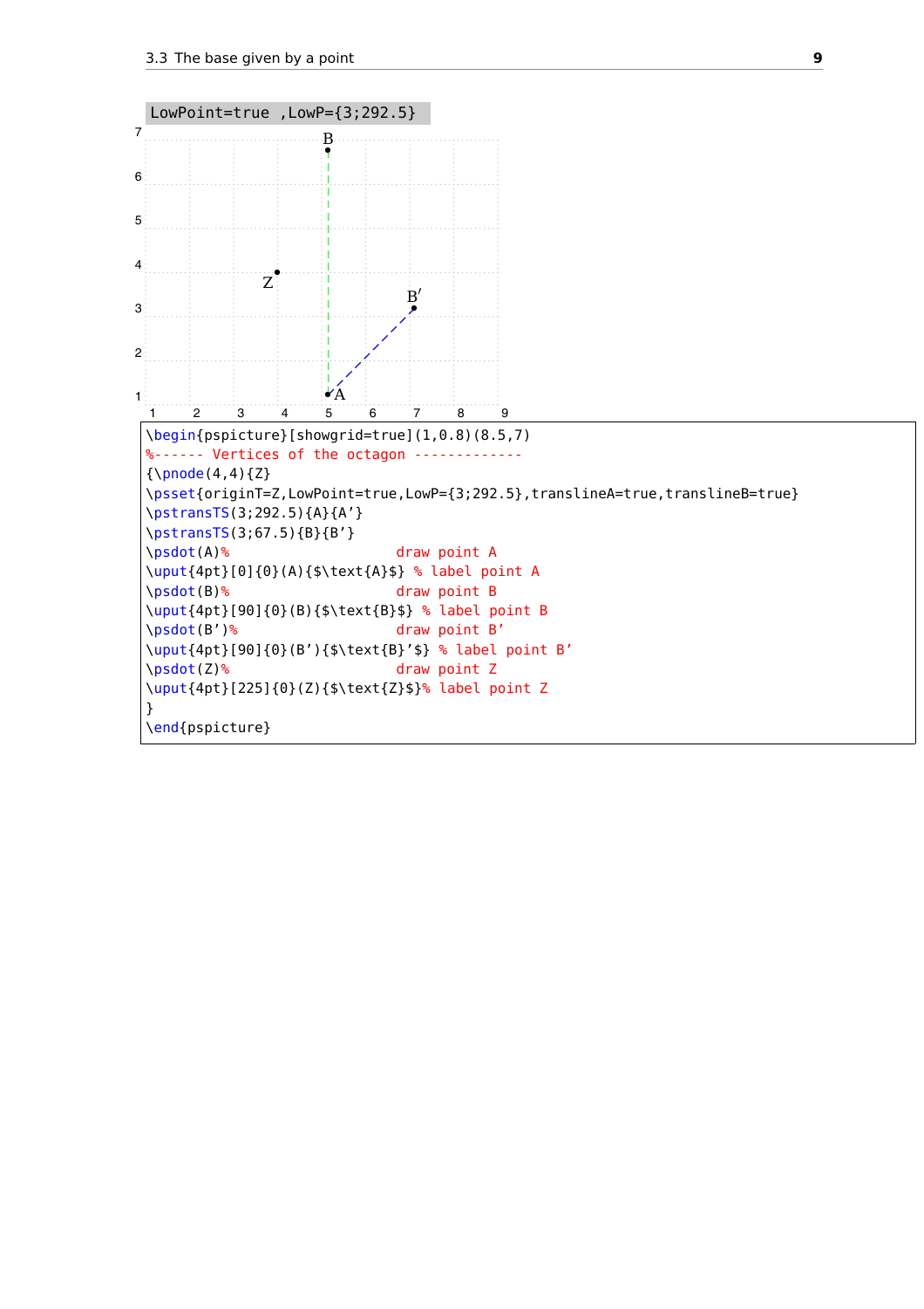LowPoint=true ,LowP={3;292.5}

```
\begin{pspicture}[showgrid=true](1,0.8)(8.5,7)
%------ Vertices of the octagon -------------
{\pnode(4,4){Z}
\psset{originT=Z,LowPoint=true,LowP={3;292.5},translineA=true,translineB=true}
\pstransTS(3;292.5){A}{A'}
\pstransTS(3;67.5){B}{B'}
\psdot(A)%                    draw point A
\uput{4pt}[0]{0}(A){$\text{A}$} % label point A
\psdot(B)%                    draw point B
\uput{4pt}[90]{0}(B){$\text{B}$} % label point B
\psdot(B')%                   draw point B'
\uput{4pt}[90]{0}(B'){$\text{B}'$} % label point B'
\psdot(Z)%                    draw point Z
\uput{4pt}[225]{0}(Z){$\text{Z}$}% label point Z
}
\end{pspicture}
```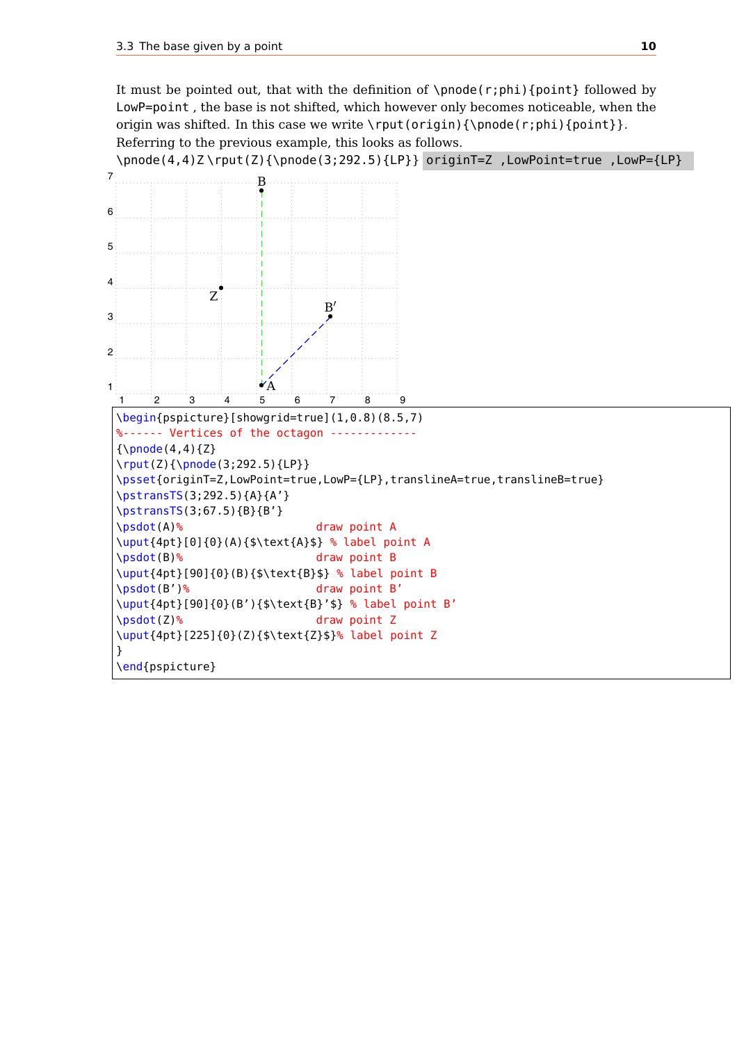It must be pointed out, that with the definition of `\pnode(r;phi){point}` followed by `LowP=point` , the base is not shifted, which however only becomes noticeable, when the origin was shifted. In this case we write `\rput(origin){\pnode(r;phi){point}}`. Referring to the previous example, this looks as follows.

`\pnode(4,4)Z\rput(Z){\pnode(3;292.5){LP}}` `originT=Z ,LowPoint=true ,LowP={LP}`

```
\begin{pspicture}[showgrid=true](1,0.8)(8.5,7)
%------ Vertices of the octagon -------------
{\pnode(4,4){Z}
\rput(Z){\pnode(3;292.5){LP}}
\psset{originT=Z,LowPoint=true,LowP={LP},translineA=true,translineB=true}
\pstransTS(3;292.5){A}{A'}
\pstransTS(3;67.5){B}{B'}
\psdot(A)%                    draw point A
\uput{4pt}[0]{0}(A){$\text{A}$} % label point A
\psdot(B)%                    draw point B
\uput{4pt}[90]{0}(B){$\text{B}$} % label point B
\psdot(B')%                   draw point B'
\uput{4pt}[90]{0}(B'){$\text{B}'$} % label point B'
\psdot(Z)%                    draw point Z
\uput{4pt}[225]{0}(Z){$\text{Z}$}% label point Z
}
\end{pspicture}
```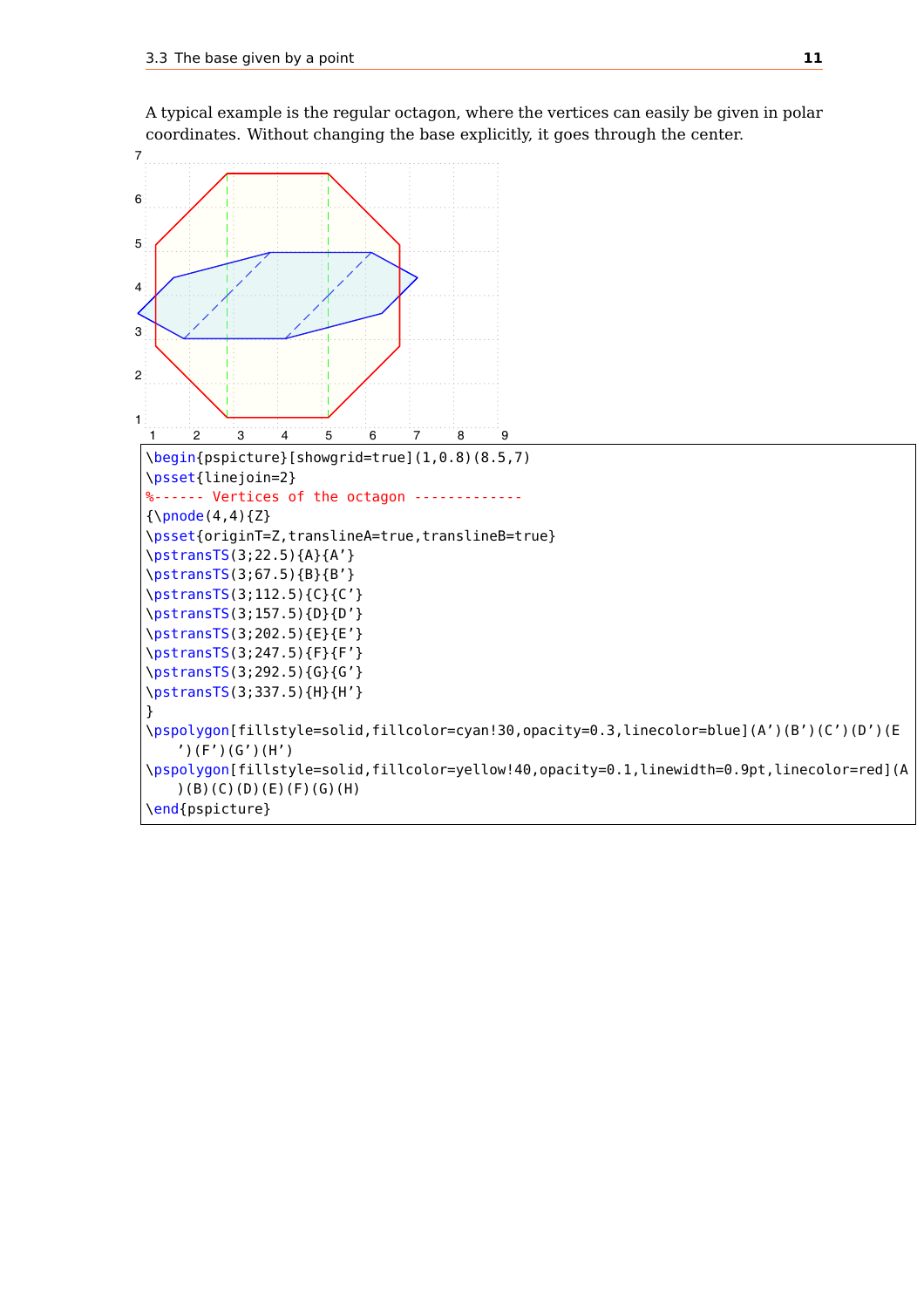A typical example is the regular octagon, where the vertices can easily be given in polar coordinates. Without changing the base explicitly, it goes through the center.

```
\begin{pspicture}[showgrid=true](1,0.8)(8.5,7)
\psset{linejoin=2}
%------ Vertices of the octagon -------------
{\pnode(4,4){Z}
\psset{originT=Z,translineA=true,translineB=true}
\pstransTS(3;22.5){A}{A'}
\pstransTS(3;67.5){B}{B'}
\pstransTS(3;112.5){C}{C'}
\pstransTS(3;157.5){D}{D'}
\pstransTS(3;202.5){E}{E'}
\pstransTS(3;247.5){F}{F'}
\pstransTS(3;292.5){G}{G'}
\pstransTS(3;337.5){H}{H'}
}
\pspolygon[fillstyle=solid,fillcolor=cyan!30,opacity=0.3,linecolor=blue](A')(B')(C')(D')(E
    ')(F')(G')(H')
\pspolygon[fillstyle=solid,fillcolor=yellow!40,opacity=0.1,linewidth=0.9pt,linecolor=red](A
    )(B)(C)(D)(E)(F)(G)(H)
\end{pspicture}
```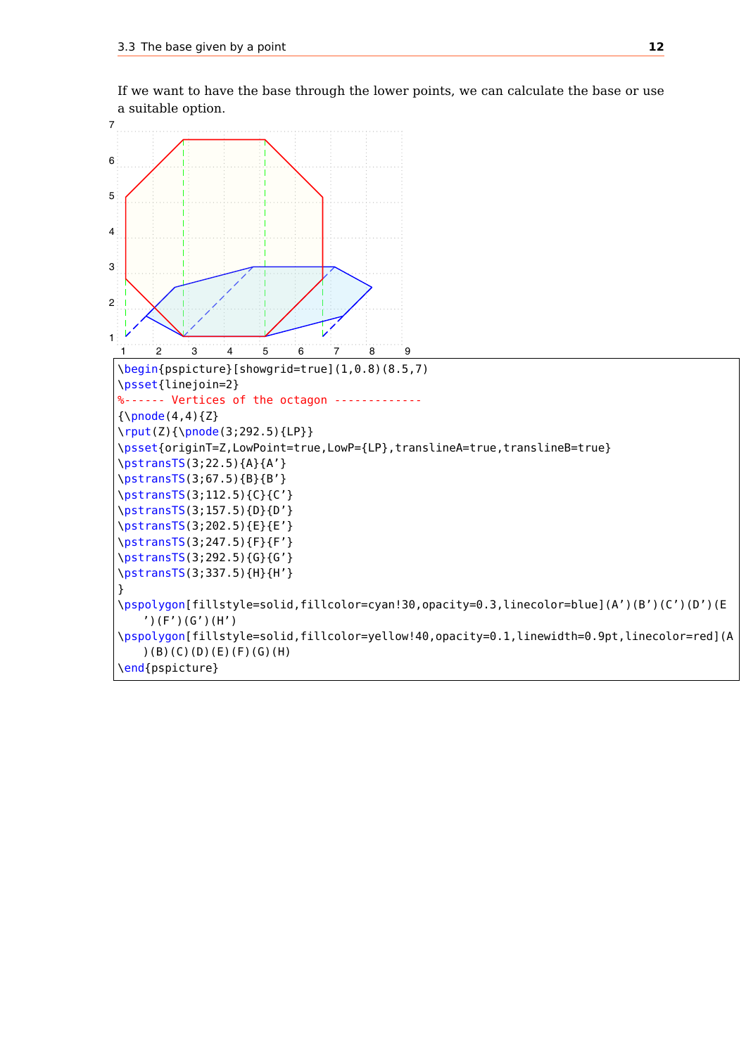If we want to have the base through the lower points, we can calculate the base or use a suitable option.

```
\begin{pspicture}[showgrid=true](1,0.8)(8.5,7)
\psset{linejoin=2}
%------ Vertices of the octagon -------------
{\pnode(4,4){Z}
\rput(Z){\pnode(3;292.5){LP}}
\psset{originT=Z,LowPoint=true,LowP={LP},translineA=true,translineB=true}
\pstransTS(3;22.5){A}{A'}
\pstransTS(3;67.5){B}{B'}
\pstransTS(3;112.5){C}{C'}
\pstransTS(3;157.5){D}{D'}
\pstransTS(3;202.5){E}{E'}
\pstransTS(3;247.5){F}{F'}
\pstransTS(3;292.5){G}{G'}
\pstransTS(3;337.5){H}{H'}
}
\pspolygon[fillstyle=solid,fillcolor=cyan!30,opacity=0.3,linecolor=blue](A')(B')(C')(D')(E
    ')(F')(G')(H')
\pspolygon[fillstyle=solid,fillcolor=yellow!40,opacity=0.1,linewidth=0.9pt,linecolor=red](A
    )(B)(C)(D)(E)(F)(G)(H)
\end{pspicture}
```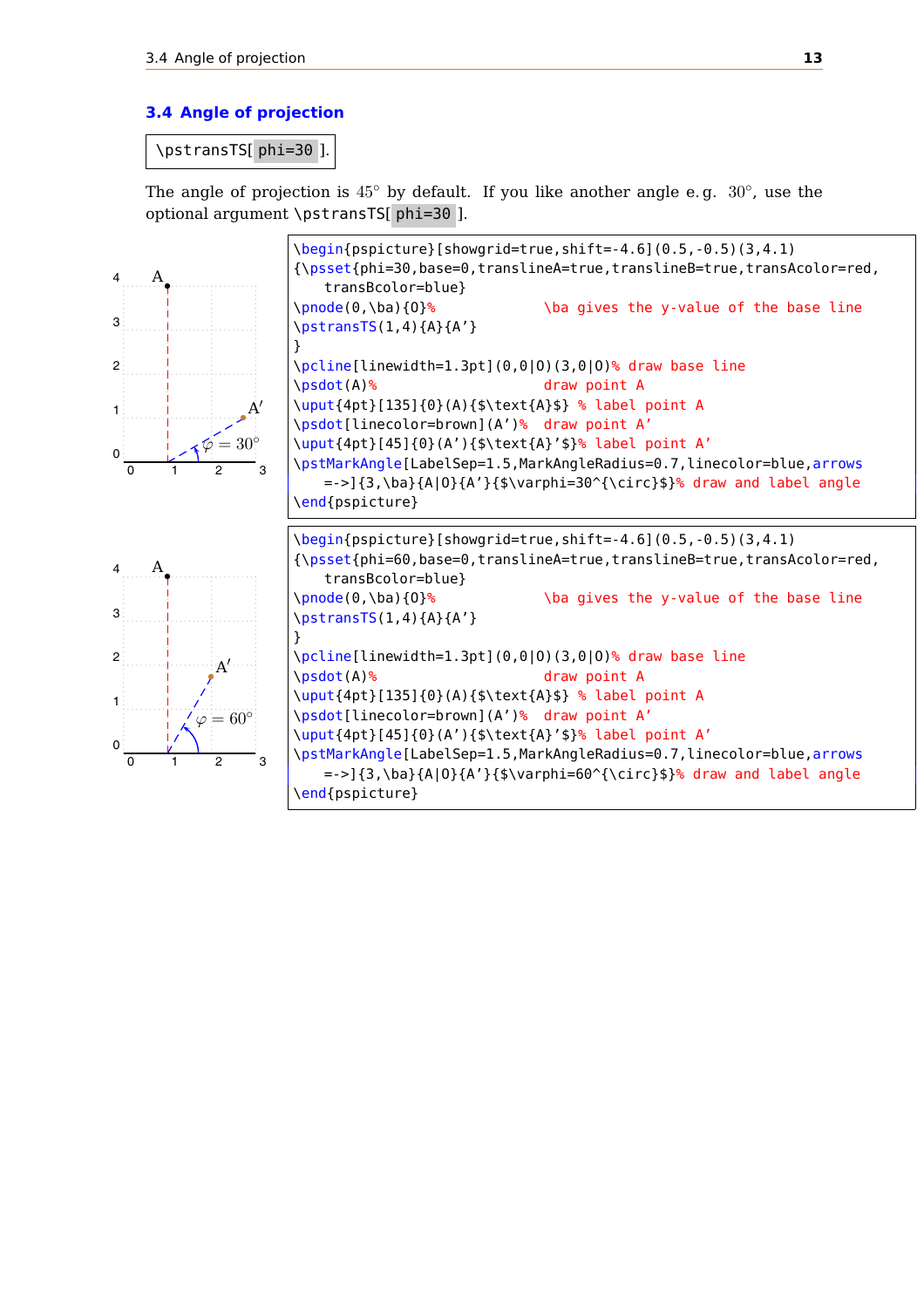## 3.4 Angle of projection

```
\pstransTS[ phi=30 ].
```

The angle of projection is $45°$ by default. If you like another angle e.g. $30°$, use the optional argument `\pstransTS[ phi=30 ]`.

```
\begin{pspicture}[showgrid=true,shift=-4.6](0.5,-0.5)(3,4.1)
{\psset{phi=30,base=0,translineA=true,translineB=true,transAcolor=red,
   transBcolor=blue}
\pnode(0,\ba){O}%          \ba gives the y-value of the base line
\pstransTS(1,4){A}{A'}
}
\pcline[linewidth=1.3pt](0,0|O)(3,0|O)% draw base line
\psdot(A)%                 draw point A
\uput{4pt}[135]{0}(A){$\text{A}$} % label point A
\psdot[linecolor=brown](A')%  draw point A'
\uput{4pt}[45]{0}(A'){$\text{A}'$}% label point A'
\pstMarkAngle[LabelSep=1.5,MarkAngleRadius=0.7,linecolor=blue,arrows
   =->]{3,\ba}{A|O}{A'}{$\varphi=30^{\circ}$}% draw and label angle
\end{pspicture}
```

```
\begin{pspicture}[showgrid=true,shift=-4.6](0.5,-0.5)(3,4.1)
{\psset{phi=60,base=0,translineA=true,translineB=true,transAcolor=red,
   transBcolor=blue}
\pnode(0,\ba){O}%          \ba gives the y-value of the base line
\pstransTS(1,4){A}{A'}
}
\pcline[linewidth=1.3pt](0,0|O)(3,0|O)% draw base line
\psdot(A)%                 draw point A
\uput{4pt}[135]{0}(A){$\text{A}$} % label point A
\psdot[linecolor=brown](A')%  draw point A'
\uput{4pt}[45]{0}(A'){$\text{A}'$}% label point A'
\pstMarkAngle[LabelSep=1.5,MarkAngleRadius=0.7,linecolor=blue,arrows
   =->]{3,\ba}{A|O}{A'}{$\varphi=60^{\circ}$}% draw and label angle
\end{pspicture}
```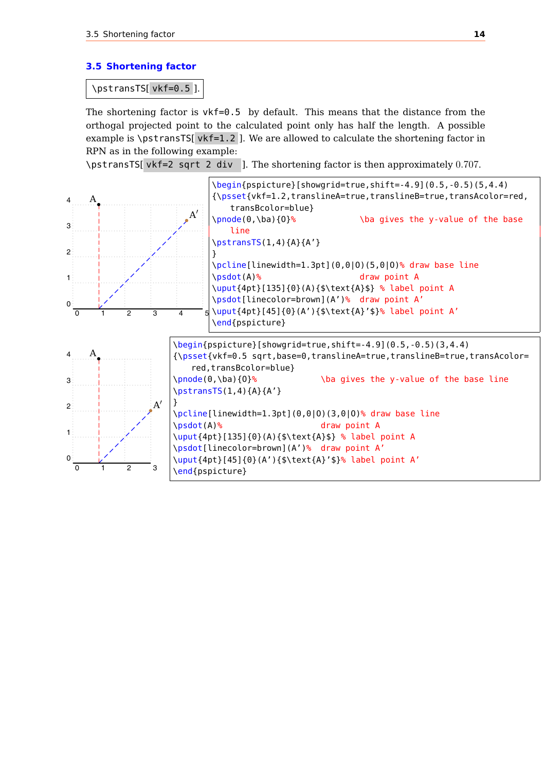## 3.5 Shortening factor

\pstransTS[ vkf=0.5 ].

The shortening factor is `vkf=0.5` by default. This means that the distance from the orthogal projected point to the calculated point only has half the length. A possible example is \pstransTS[ vkf=1.2 ]. We are allowed to calculate the shortening factor in RPN as in the following example:
\pstransTS[ vkf=2 sqrt 2 div ]. The shortening factor is then approximately 0.707.

```
\begin{pspicture}[showgrid=true,shift=-4.9](0.5,-0.5)(5,4.4)
{\psset{vkf=1.2,translineA=true,translineB=true,transAcolor=red,
    transBcolor=blue}
\pnode(0,\ba){O}%            \ba gives the y-value of the base
    line
\pstransTS(1,4){A}{A'}
}
\pcline[linewidth=1.3pt](0,0|O)(5,0|O)% draw base line
\psdot(A)%                   draw point A
\uput{4pt}[135]{0}(A){$\text{A}$} % label point A
\psdot[linecolor=brown](A')%  draw point A'
\uput{4pt}[45]{0}(A'){$\text{A}'$}% label point A'
\end{pspicture}
```

```
\begin{pspicture}[showgrid=true,shift=-4.9](0.5,-0.5)(3,4.4)
{\psset{vkf=0.5 sqrt,base=0,translineA=true,translineB=true,transAcolor=
    red,transBcolor=blue}
\pnode(0,\ba){O}%            \ba gives the y-value of the base line
\pstransTS(1,4){A}{A'}
}
\pcline[linewidth=1.3pt](0,0|O)(3,0|O)% draw base line
\psdot(A)%                   draw point A
\uput{4pt}[135]{0}(A){$\text{A}$} % label point A
\psdot[linecolor=brown](A')%  draw point A'
\uput{4pt}[45]{0}(A'){$\text{A}'$}% label point A'
\end{pspicture}
```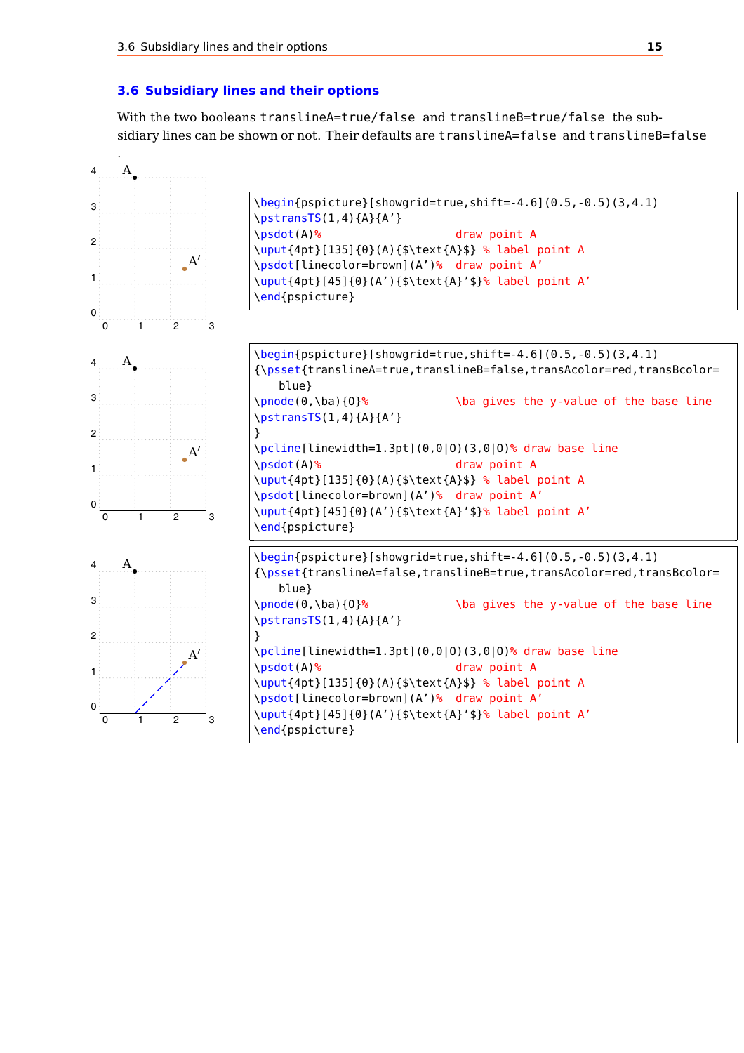## 3.6 Subsidiary lines and their options

With the two booleans `translineA=true/false` and `translineB=true/false` the subsidiary lines can be shown or not. Their defaults are `translineA=false` and `translineB=false` .

```
\begin{pspicture}[showgrid=true,shift=-4.6](0.5,-0.5)(3,4.1)
\pstransTS(1,4){A}{A'}
\psdot(A)%                 draw point A
\uput{4pt}[135]{0}(A){$\text{A}$} % label point A
\psdot[linecolor=brown](A')%  draw point A'
\uput{4pt}[45]{0}(A'){$\text{A}'$}% label point A'
\end{pspicture}
```

```
\begin{pspicture}[showgrid=true,shift=-4.6](0.5,-0.5)(3,4.1)
{\psset{translineA=true,translineB=false,transAcolor=red,transBcolor=
    blue}
\pnode(0,\ba){O}%              \ba gives the y-value of the base line
\pstransTS(1,4){A}{A'}
}
\pcline[linewidth=1.3pt](0,0|O)(3,0|O)% draw base line
\psdot(A)%                 draw point A
\uput{4pt}[135]{0}(A){$\text{A}$} % label point A
\psdot[linecolor=brown](A')%  draw point A'
\uput{4pt}[45]{0}(A'){$\text{A}'$}% label point A'
\end{pspicture}
```

```
\begin{pspicture}[showgrid=true,shift=-4.6](0.5,-0.5)(3,4.1)
{\psset{translineA=false,translineB=true,transAcolor=red,transBcolor=
    blue}
\pnode(0,\ba){O}%              \ba gives the y-value of the base line
\pstransTS(1,4){A}{A'}
}
\pcline[linewidth=1.3pt](0,0|O)(3,0|O)% draw base line
\psdot(A)%                 draw point A
\uput{4pt}[135]{0}(A){$\text{A}$} % label point A
\psdot[linecolor=brown](A')%  draw point A'
\uput{4pt}[45]{0}(A'){$\text{A}'$}% label point A'
\end{pspicture}
```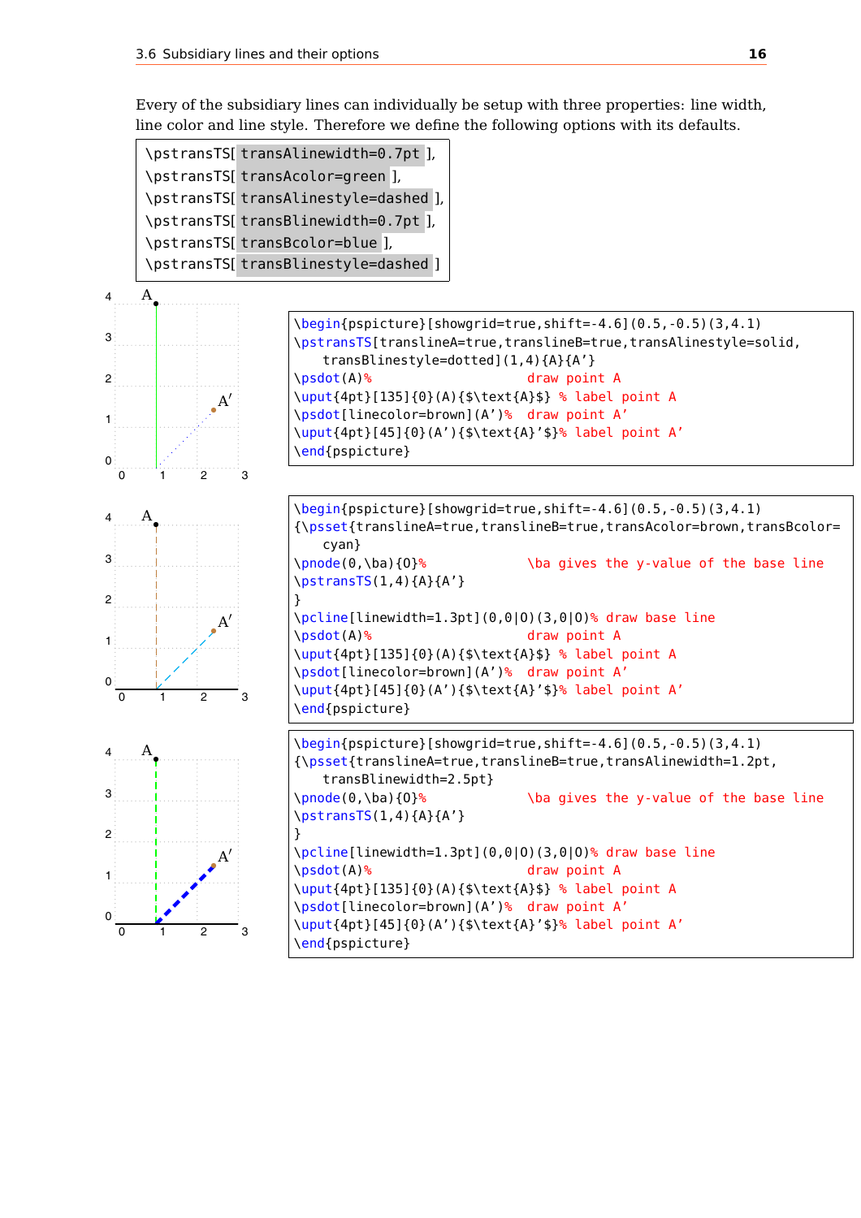Every of the subsidiary lines can individually be setup with three properties: line width, line color and line style. Therefore we define the following options with its defaults.

```
\pstransTS[ transAlinewidth=0.7pt ],
\pstransTS[ transAcolor=green ],
\pstransTS[ transAlinestyle=dashed ],
\pstransTS[ transBlinewidth=0.7pt ],
\pstransTS[ transBcolor=blue ],
\pstransTS[ transBlinestyle=dashed ]
```

```
\begin{pspicture}[showgrid=true,shift=-4.6](0.5,-0.5)(3,4.1)
\pstransTS[translineA=true,translineB=true,transAlinestyle=solid,
    transBlinestyle=dotted](1,4){A}{A'}
\psdot(A)%                  draw point A
\uput{4pt}[135]{0}(A){$\text{A}$} % label point A
\psdot[linecolor=brown](A')%  draw point A'
\uput{4pt}[45]{0}(A'){$\text{A}'$}% label point A'
\end{pspicture}
```

```
\begin{pspicture}[showgrid=true,shift=-4.6](0.5,-0.5)(3,4.1)
{\psset{translineA=true,translineB=true,transAcolor=brown,transBcolor=
    cyan}
\pnode(0,\ba){O}%             \ba gives the y-value of the base line
\pstransTS(1,4){A}{A'}
}
\pcline[linewidth=1.3pt](0,0|O)(3,0|O)% draw base line
\psdot(A)%                  draw point A
\uput{4pt}[135]{0}(A){$\text{A}$} % label point A
\psdot[linecolor=brown](A')%  draw point A'
\uput{4pt}[45]{0}(A'){$\text{A}'$}% label point A'
\end{pspicture}
```

```
\begin{pspicture}[showgrid=true,shift=-4.6](0.5,-0.5)(3,4.1)
{\psset{translineA=true,translineB=true,transAlinewidth=1.2pt,
    transBlinewidth=2.5pt}
\pnode(0,\ba){O}%             \ba gives the y-value of the base line
\pstransTS(1,4){A}{A'}
}
\pcline[linewidth=1.3pt](0,0|O)(3,0|O)% draw base line
\psdot(A)%                  draw point A
\uput{4pt}[135]{0}(A){$\text{A}$} % label point A
\psdot[linecolor=brown](A')%  draw point A'
\uput{4pt}[45]{0}(A'){$\text{A}'$}% label point A'
\end{pspicture}
```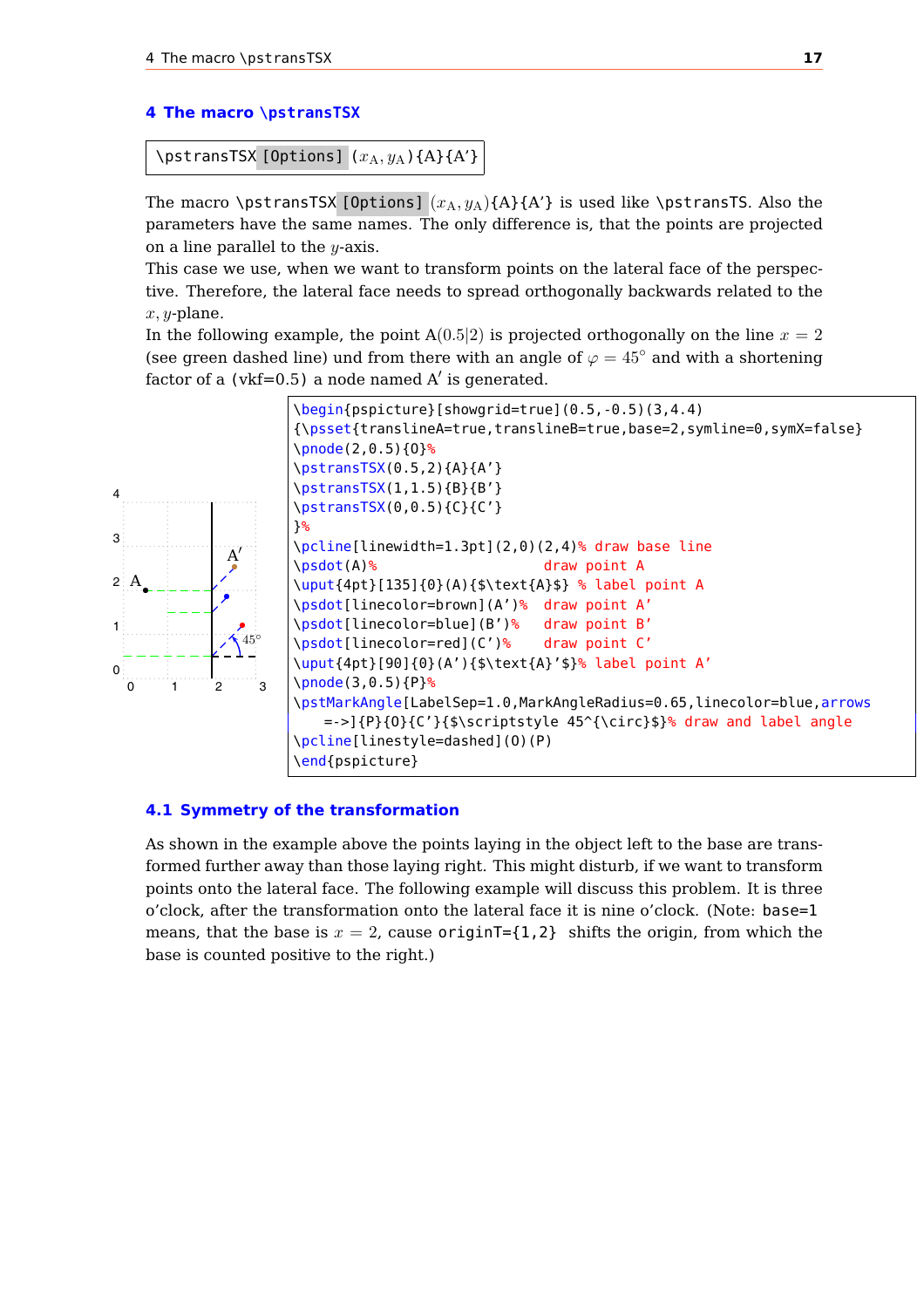# 4 The macro \pstransTSX

```
\pstransTSX [Options] (x_A, y_A){A}{A'}
```

The macro `\pstransTSX [Options]` $(x_{\text{A}}, y_{\text{A}})$`{A}{A'}` is used like `\pstransTS`. Also the parameters have the same names. The only difference is, that the points are projected on a line parallel to the $y$-axis.
This case we use, when we want to transform points on the lateral face of the perspective. Therefore, the lateral face needs to spread orthogonally backwards related to the $x, y$-plane.
In the following example, the point A$(0.5|2)$ is projected orthogonally on the line $x = 2$ (see green dashed line) und from there with an angle of $\varphi = 45°$ and with a shortening factor of a (vkf=0.5) a node named A$'$ is generated.

```
\begin{pspicture}[showgrid=true](0.5,-0.5)(3,4.4)
{\psset{translineA=true,translineB=true,base=2,symline=0,symX=false}
\pnode(2,0.5){O}%
\pstransTSX(0.5,2){A}{A'}
\pstransTSX(1,1.5){B}{B'}
\pstransTSX(0,0.5){C}{C'}
}%
\pcline[linewidth=1.3pt](2,0)(2,4)% draw base line
\psdot(A)%            draw point A
\uput{4pt}[135]{0}(A){$\text{A}$} % label point A
\psdot[linecolor=brown](A')%  draw point A'
\psdot[linecolor=blue](B')%   draw point B'
\psdot[linecolor=red](C')%    draw point C'
\uput{4pt}[90]{0}(A'){$\text{A}'$}% label point A'
\pnode(3,0.5){P}%
\pstMarkAngle[LabelSep=1.0,MarkAngleRadius=0.65,linecolor=blue,arrows
    =->]{P}{O}{C'}{$\scriptstyle 45^{\circ}$}% draw and label angle
\pcline[linestyle=dashed](O)(P)
\end{pspicture}
```

## 4.1 Symmetry of the transformation

As shown in the example above the points laying in the object left to the base are transformed further away than those laying right. This might disturb, if we want to transform points onto the lateral face. The following example will discuss this problem. It is three o'clock, after the transformation onto the lateral face it is nine o'clock. (Note: `base=1` means, that the base is $x = 2$, cause `originT={1,2}` shifts the origin, from which the base is counted positive to the right.)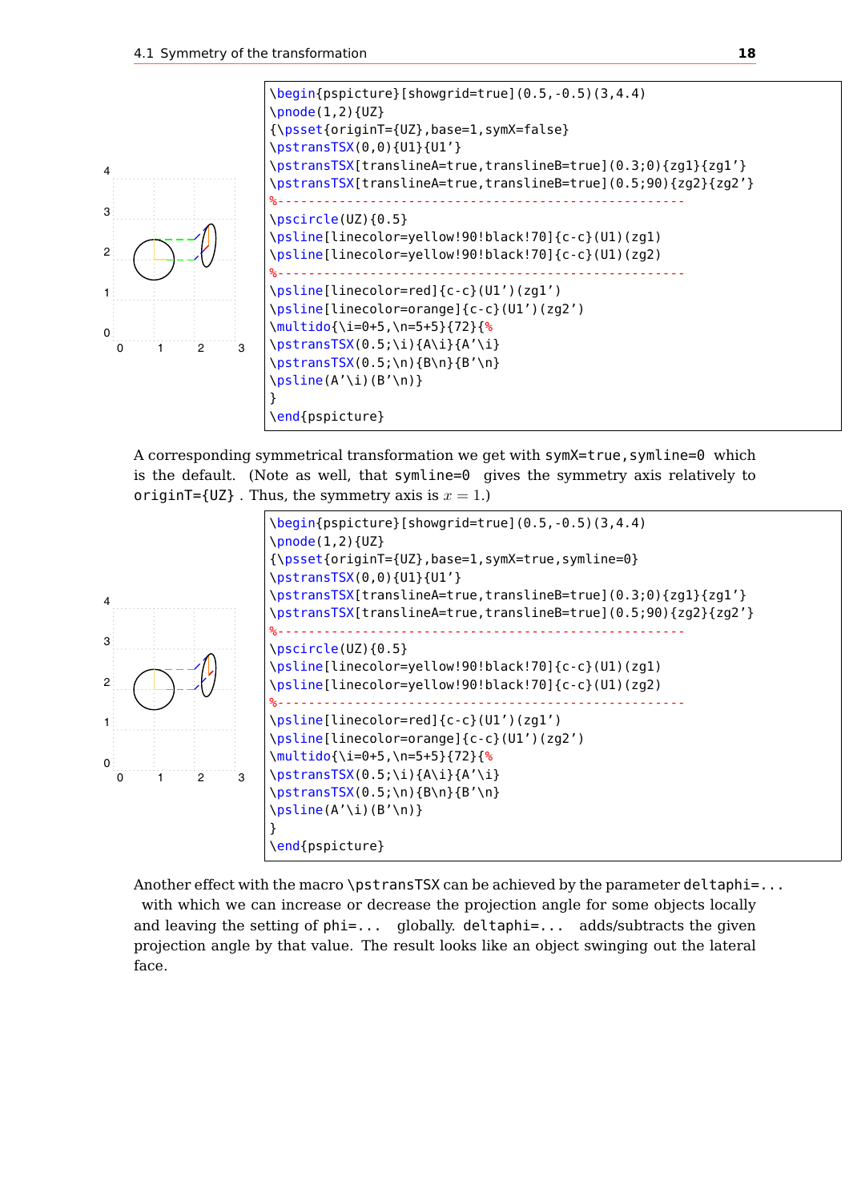```
\begin{pspicture}[showgrid=true](0.5,-0.5)(3,4.4)
\pnode(1,2){UZ}
{\psset{originT={UZ},base=1,symX=false}
\pstransTSX(0,0){U1}{U1'}
\pstransTSX[translineA=true,translineB=true](0.3;0){zg1}{zg1'}
\pstransTSX[translineA=true,translineB=true](0.5;90){zg2}{zg2'}
%--------------------------------------------------
\pscircle(UZ){0.5}
\psline[linecolor=yellow!90!black!70]{c-c}(U1)(zg1)
\psline[linecolor=yellow!90!black!70]{c-c}(U1)(zg2)
%--------------------------------------------------
\psline[linecolor=red]{c-c}(U1')(zg1')
\psline[linecolor=orange]{c-c}(U1')(zg2')
\multido{\i=0+5,\n=5+5}{72}{%
\pstransTSX(0.5;\i){A\i}{A'\i}
\pstransTSX(0.5;\n){B\n}{B'\n}
\psline(A'\i)(B'\n)}
}
\end{pspicture}
```

A corresponding symmetrical transformation we get with `symX=true,symline=0` which is the default. (Note as well, that `symline=0` gives the symmetry axis relatively to `originT={UZ}`. Thus, the symmetry axis is $x = 1$.)

```
\begin{pspicture}[showgrid=true](0.5,-0.5)(3,4.4)
\pnode(1,2){UZ}
{\psset{originT={UZ},base=1,symX=true,symline=0}
\pstransTSX(0,0){U1}{U1'}
\pstransTSX[translineA=true,translineB=true](0.3;0){zg1}{zg1'}
\pstransTSX[translineA=true,translineB=true](0.5;90){zg2}{zg2'}
%--------------------------------------------------
\pscircle(UZ){0.5}
\psline[linecolor=yellow!90!black!70]{c-c}(U1)(zg1)
\psline[linecolor=yellow!90!black!70]{c-c}(U1)(zg2)
%--------------------------------------------------
\psline[linecolor=red]{c-c}(U1')(zg1')
\psline[linecolor=orange]{c-c}(U1')(zg2')
\multido{\i=0+5,\n=5+5}{72}{%
\pstransTSX(0.5;\i){A\i}{A'\i}
\pstransTSX(0.5;\n){B\n}{B'\n}
\psline(A'\i)(B'\n)}
}
\end{pspicture}
```

Another effect with the macro `\pstransTSX` can be achieved by the parameter `deltaphi=...` with which we can increase or decrease the projection angle for some objects locally and leaving the setting of `phi=...` globally. `deltaphi=...` adds/subtracts the given projection angle by that value. The result looks like an object swinging out the lateral face.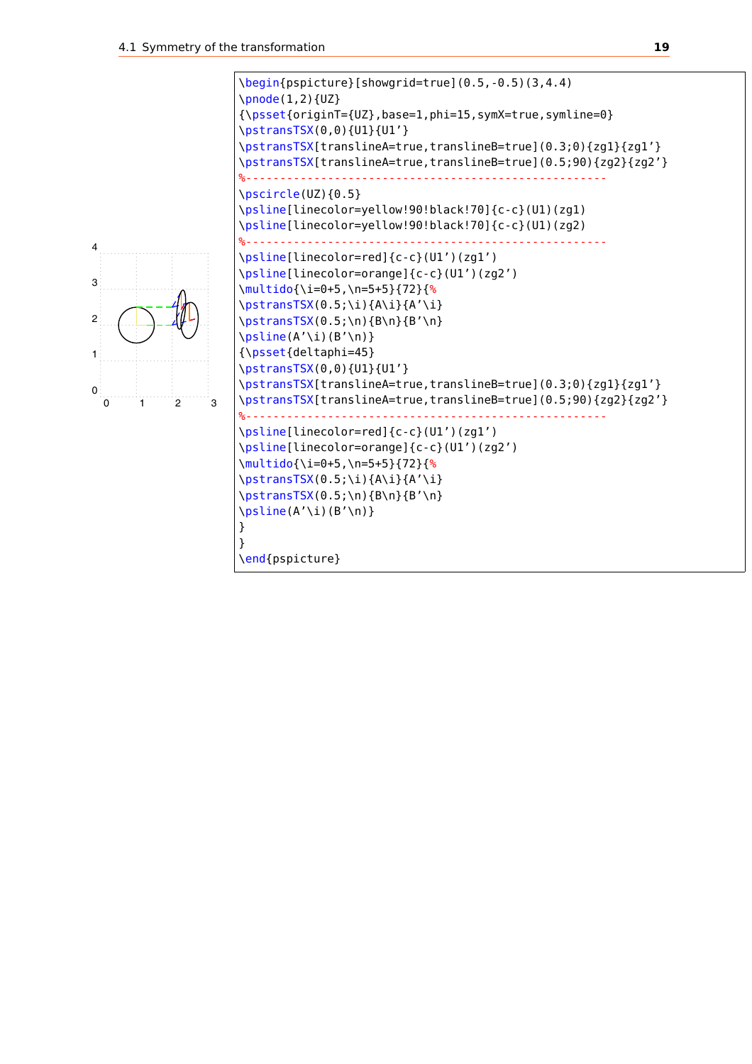```
\begin{pspicture}[showgrid=true](0.5,-0.5)(3,4.4)
\pnode(1,2){UZ}
{\psset{originT={UZ},base=1,phi=15,symX=true,symline=0}
\pstransTSX(0,0){U1}{U1'}
\pstransTSX[translineA=true,translineB=true](0.3;0){zg1}{zg1'}
\pstransTSX[translineA=true,translineB=true](0.5;90){zg2}{zg2'}
%----------------------------------------------------
\pscircle(UZ){0.5}
\psline[linecolor=yellow!90!black!70]{c-c}(U1)(zg1)
\psline[linecolor=yellow!90!black!70]{c-c}(U1)(zg2)
%----------------------------------------------------
\psline[linecolor=red]{c-c}(U1')(zg1')
\psline[linecolor=orange]{c-c}(U1')(zg2')
\multido{\i=0+5,\n=5+5}{72}{%
\pstransTSX(0.5;\i){A\i}{A'\i}
\pstransTSX(0.5;\n){B\n}{B'\n}
\psline(A'\i)(B'\n)}
{\psset{deltaphi=45}
\pstransTSX(0,0){U1}{U1'}
\pstransTSX[translineA=true,translineB=true](0.3;0){zg1}{zg1'}
\pstransTSX[translineA=true,translineB=true](0.5;90){zg2}{zg2'}
%----------------------------------------------------
\psline[linecolor=red]{c-c}(U1')(zg1')
\psline[linecolor=orange]{c-c}(U1')(zg2')
\multido{\i=0+5,\n=5+5}{72}{%
\pstransTSX(0.5;\i){A\i}{A'\i}
\pstransTSX(0.5;\n){B\n}{B'\n}
\psline(A'\i)(B'\n)}
}
}
\end{pspicture}
```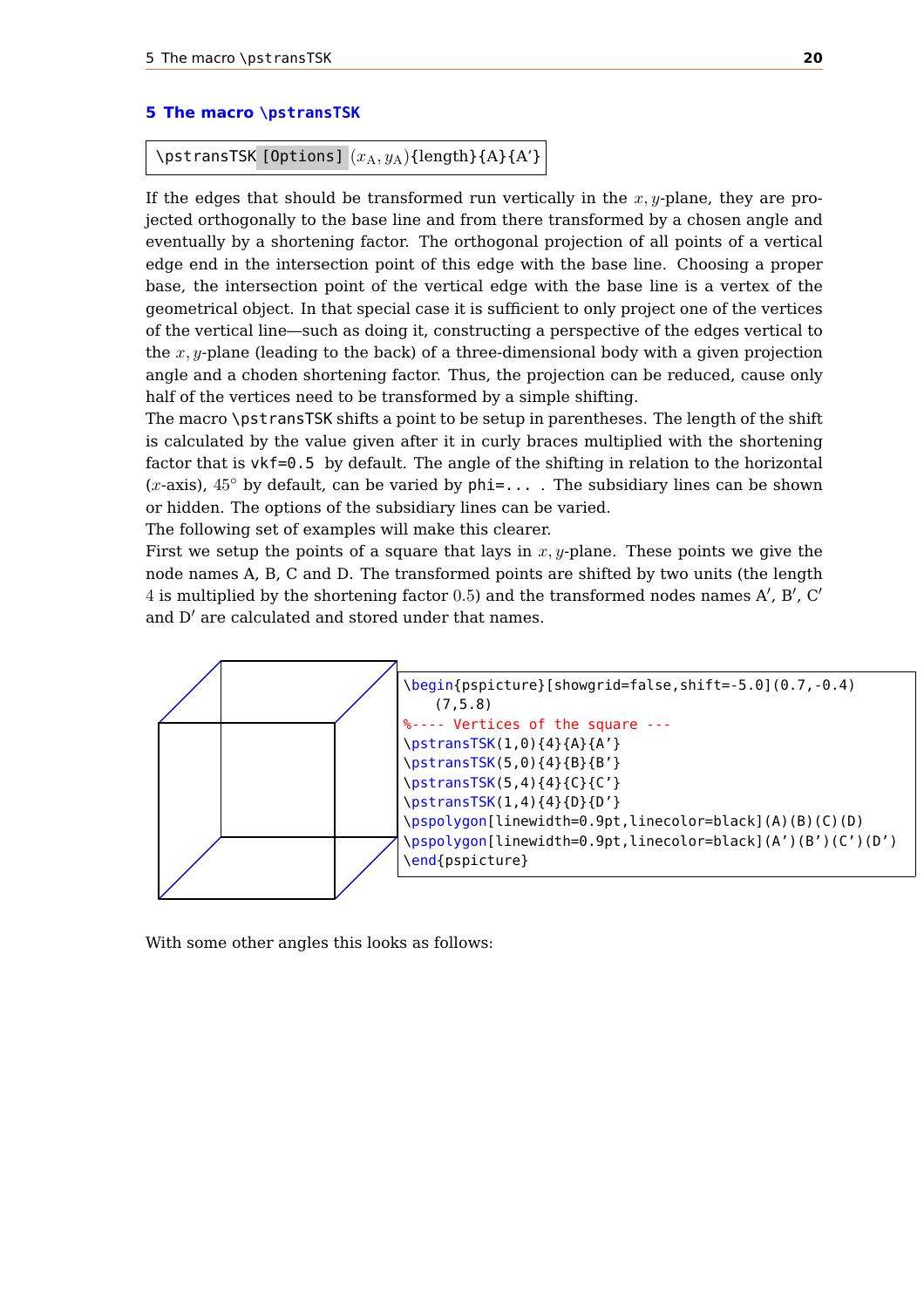## 5 The macro \pstransTSK

```
\pstransTSK [Options] (x_A, y_A){length}{A}{A'}
```

If the edges that should be transformed run vertically in the $x, y$-plane, they are projected orthogonally to the base line and from there transformed by a chosen angle and eventually by a shortening factor. The orthogonal projection of all points of a vertical edge end in the intersection point of this edge with the base line. Choosing a proper base, the intersection point of the vertical edge with the base line is a vertex of the geometrical object. In that special case it is sufficient to only project one of the vertices of the vertical line—such as doing it, constructing a perspective of the edges vertical to the $x, y$-plane (leading to the back) of a three-dimensional body with a given projection angle and a choden shortening factor. Thus, the projection can be reduced, cause only half of the vertices need to be transformed by a simple shifting.

The macro \pstransTSK shifts a point to be setup in parentheses. The length of the shift is calculated by the value given after it in curly braces multiplied with the shortening factor that is vkf=0.5 by default. The angle of the shifting in relation to the horizontal ($x$-axis), $45°$ by default, can be varied by phi=... . The subsidiary lines can be shown or hidden. The options of the subsidiary lines can be varied.

The following set of examples will make this clearer.

First we setup the points of a square that lays in $x, y$-plane. These points we give the node names A, B, C and D. The transformed points are shifted by two units (the length $4$ is multiplied by the shortening factor $0.5$) and the transformed nodes names A′, B′, C′ and D′ are calculated and stored under that names.

```
\begin{pspicture}[showgrid=false,shift=-5.0](0.7,-0.4)
    (7,5.8)
%---- Vertices of the square ---
\pstransTSK(1,0){4}{A}{A'}
\pstransTSK(5,0){4}{B}{B'}
\pstransTSK(5,4){4}{C}{C'}
\pstransTSK(1,4){4}{D}{D'}
\pspolygon[linewidth=0.9pt,linecolor=black](A)(B)(C)(D)
\pspolygon[linewidth=0.9pt,linecolor=black](A')(B')(C')(D')
\end{pspicture}
```

With some other angles this looks as follows: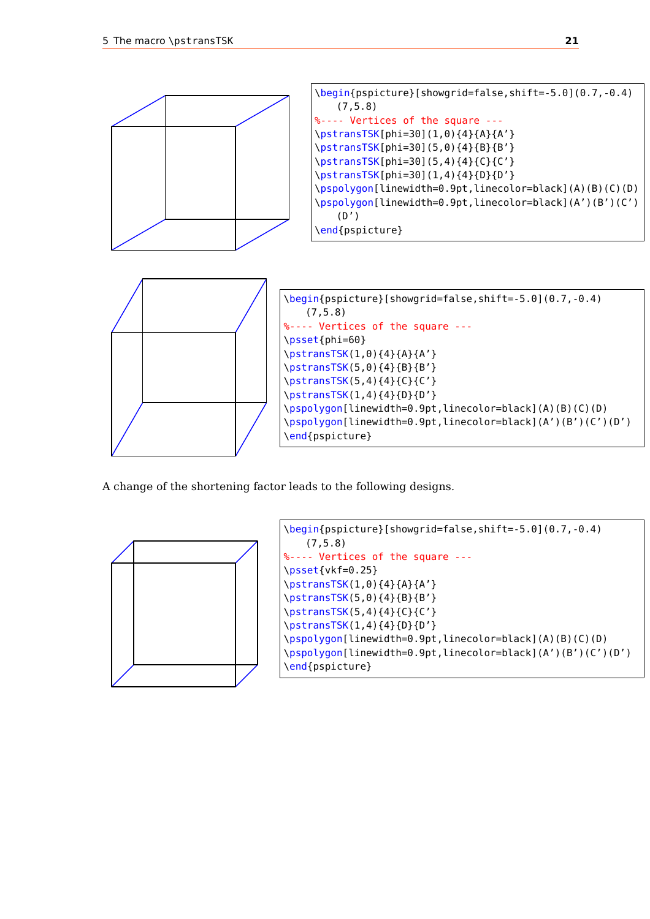```
\begin{pspicture}[showgrid=false,shift=-5.0](0.7,-0.4)
    (7,5.8)
%---- Vertices of the square ---
\pstransTSK[phi=30](1,0){4}{A}{A'}
\pstransTSK[phi=30](5,0){4}{B}{B'}
\pstransTSK[phi=30](5,4){4}{C}{C'}
\pstransTSK[phi=30](1,4){4}{D}{D'}
\pspolygon[linewidth=0.9pt,linecolor=black](A)(B)(C)(D)
\pspolygon[linewidth=0.9pt,linecolor=black](A')(B')(C')
    (D')
\end{pspicture}
```

```
\begin{pspicture}[showgrid=false,shift=-5.0](0.7,-0.4)
    (7,5.8)
%---- Vertices of the square ---
\psset{phi=60}
\pstransTSK(1,0){4}{A}{A'}
\pstransTSK(5,0){4}{B}{B'}
\pstransTSK(5,4){4}{C}{C'}
\pstransTSK(1,4){4}{D}{D'}
\pspolygon[linewidth=0.9pt,linecolor=black](A)(B)(C)(D)
\pspolygon[linewidth=0.9pt,linecolor=black](A')(B')(C')(D')
\end{pspicture}
```

A change of the shortening factor leads to the following designs.

```
\begin{pspicture}[showgrid=false,shift=-5.0](0.7,-0.4)
    (7,5.8)
%---- Vertices of the square ---
\psset{vkf=0.25}
\pstransTSK(1,0){4}{A}{A'}
\pstransTSK(5,0){4}{B}{B'}
\pstransTSK(5,4){4}{C}{C'}
\pstransTSK(1,4){4}{D}{D'}
\pspolygon[linewidth=0.9pt,linecolor=black](A)(B)(C)(D)
\pspolygon[linewidth=0.9pt,linecolor=black](A')(B')(C')(D')
\end{pspicture}
```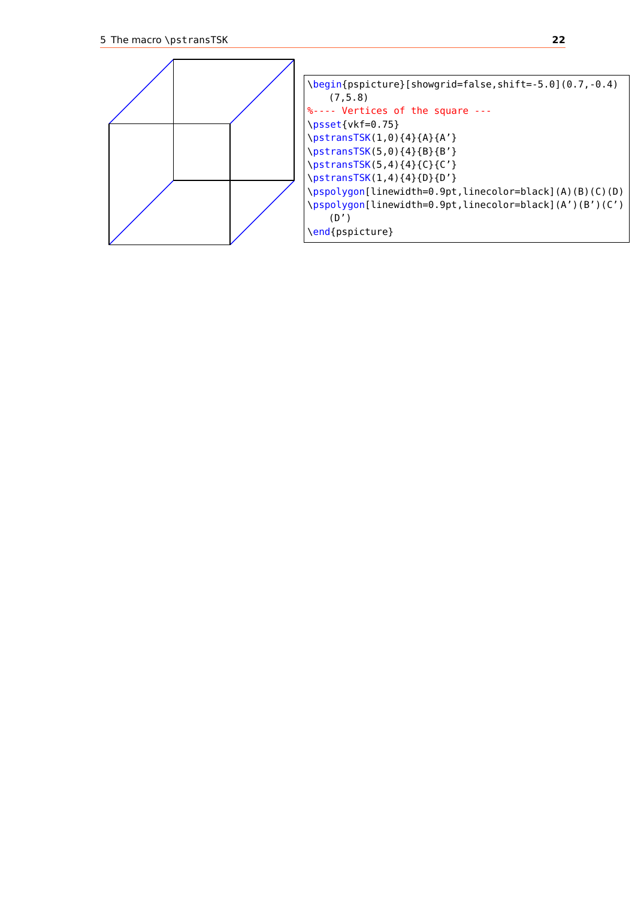```
\begin{pspicture}[showgrid=false,shift=-5.0](0.7,-0.4)
    (7,5.8)
%---- Vertices of the square ---
\psset{vkf=0.75}
\pstransTSK(1,0){4}{A}{A'}
\pstransTSK(5,0){4}{B}{B'}
\pstransTSK(5,4){4}{C}{C'}
\pstransTSK(1,4){4}{D}{D'}
\pspolygon[linewidth=0.9pt,linecolor=black](A)(B)(C)(D)
\pspolygon[linewidth=0.9pt,linecolor=black](A')(B')(C')
    (D')
\end{pspicture}
```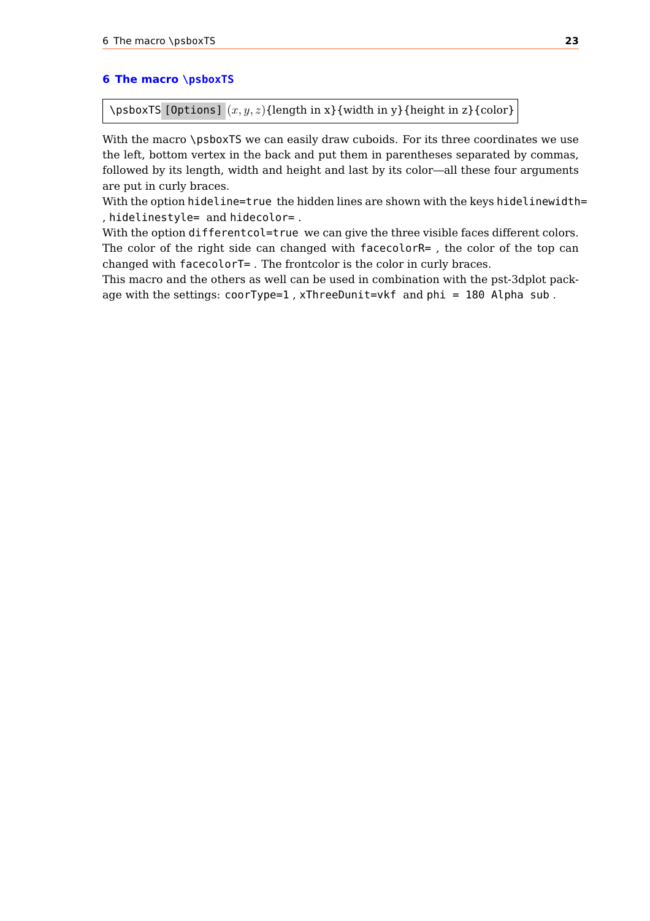## 6 The macro `\psboxTS`

```
\psboxTS [Options] (x,y,z){length in x}{width in y}{height in z}{color}
```

With the macro `\psboxTS` we can easily draw cuboids. For its three coordinates we use the left, bottom vertex in the back and put them in parentheses separated by commas, followed by its length, width and height and last by its color—all these four arguments are put in curly braces.

With the option `hideline=true` the hidden lines are shown with the keys `hidelinewidth=`, `hidelinestyle=` and `hidecolor=`.

With the option `differentcol=true` we can give the three visible faces different colors. The color of the right side can changed with `facecolorR=`, the color of the top can changed with `facecolorT=`. The frontcolor is the color in curly braces.

This macro and the others as well can be used in combination with the pst-3dplot package with the settings: `coorType=1`, `xThreeDunit=vkf` and `phi = 180 Alpha sub`.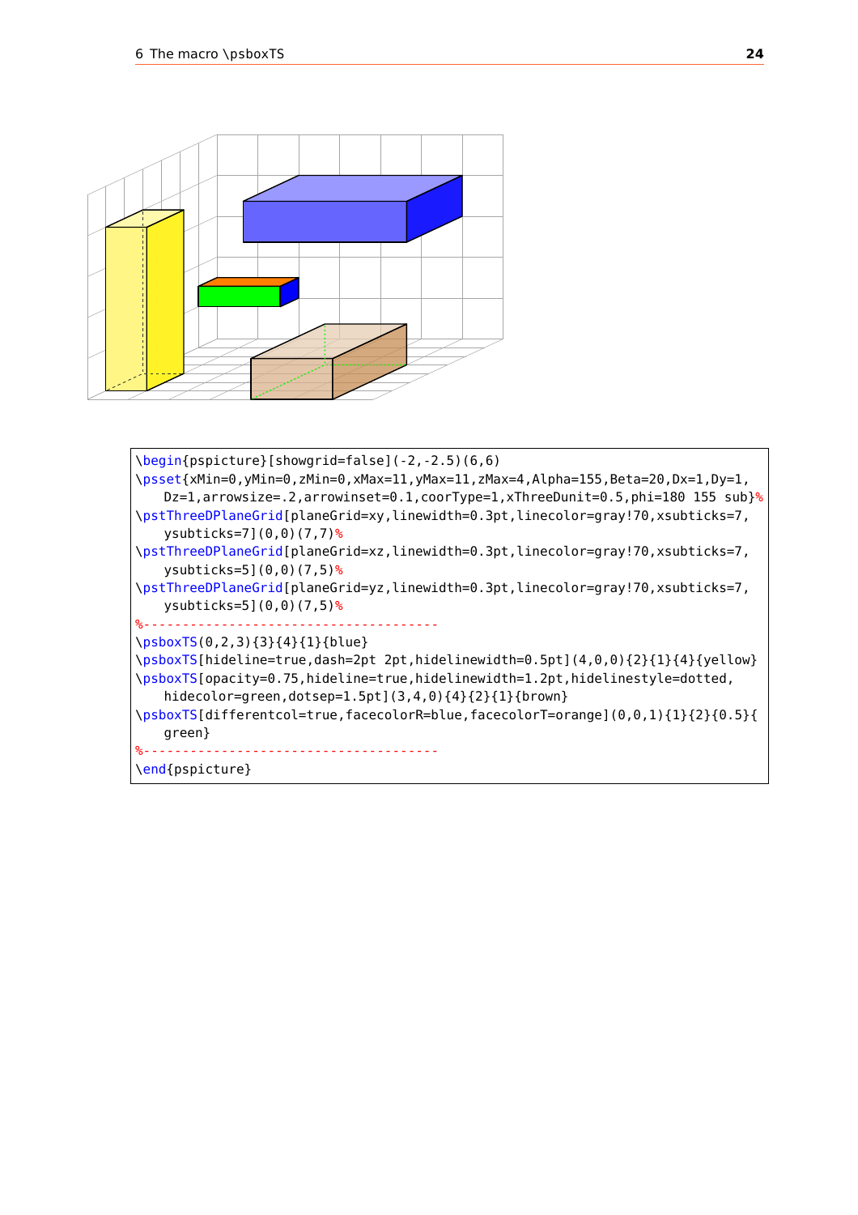```
\begin{pspicture}[showgrid=false](-2,-2.5)(6,6)
\psset{xMin=0,yMin=0,zMin=0,xMax=11,yMax=11,zMax=4,Alpha=155,Beta=20,Dx=1,Dy=1,
    Dz=1,arrowsize=.2,arrowinset=0.1,coorType=1,xThreeDunit=0.5,phi=180 155 sub}%
\pstThreeDPlaneGrid[planeGrid=xy,linewidth=0.3pt,linecolor=gray!70,xsubticks=7,
    ysubticks=7](0,0)(7,7)%
\pstThreeDPlaneGrid[planeGrid=xz,linewidth=0.3pt,linecolor=gray!70,xsubticks=7,
    ysubticks=5](0,0)(7,5)%
\pstThreeDPlaneGrid[planeGrid=yz,linewidth=0.3pt,linecolor=gray!70,xsubticks=7,
    ysubticks=5](0,0)(7,5)%
%-----------------------------------------
\psboxTS(0,2,3){3}{4}{1}{blue}
\psboxTS[hideline=true,dash=2pt 2pt,hidelinewidth=0.5pt](4,0,0){2}{1}{4}{yellow}
\psboxTS[opacity=0.75,hideline=true,hidelinewidth=1.2pt,hidelinestyle=dotted,
    hidecolor=green,dotsep=1.5pt](3,4,0){4}{2}{1}{brown}
\psboxTS[differentcol=true,facecolorR=blue,facecolorT=orange](0,0,1){1}{2}{0.5}{
    green}
%-----------------------------------------
\end{pspicture}
```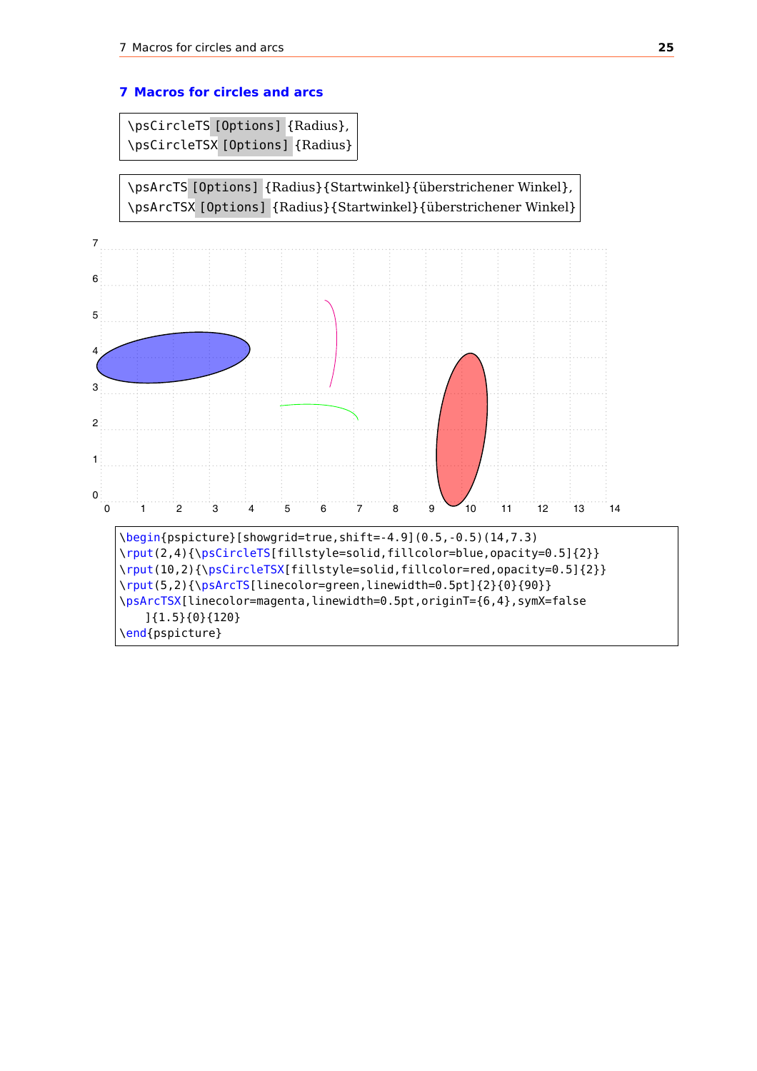# 7 Macros for circles and arcs

```
\psCircleTS [Options] {Radius},
\psCircleTSX [Options] {Radius}
```

```
\psArcTS [Options] {Radius}{Startwinkel}{überstrichener Winkel},
\psArcTSX [Options] {Radius}{Startwinkel}{überstrichener Winkel}
```

```
\begin{pspicture}[showgrid=true,shift=-4.9](0.5,-0.5)(14,7.3)
\rput(2,4){\psCircleTS[fillstyle=solid,fillcolor=blue,opacity=0.5]{2}}
\rput(10,2){\psCircleTSX[fillstyle=solid,fillcolor=red,opacity=0.5]{2}}
\rput(5,2){\psArcTS[linecolor=green,linewidth=0.5pt]{2}{0}{90}}
\psArcTSX[linecolor=magenta,linewidth=0.5pt,originT={6,4},symX=false
    ]{1.5}{0}{120}
\end{pspicture}
```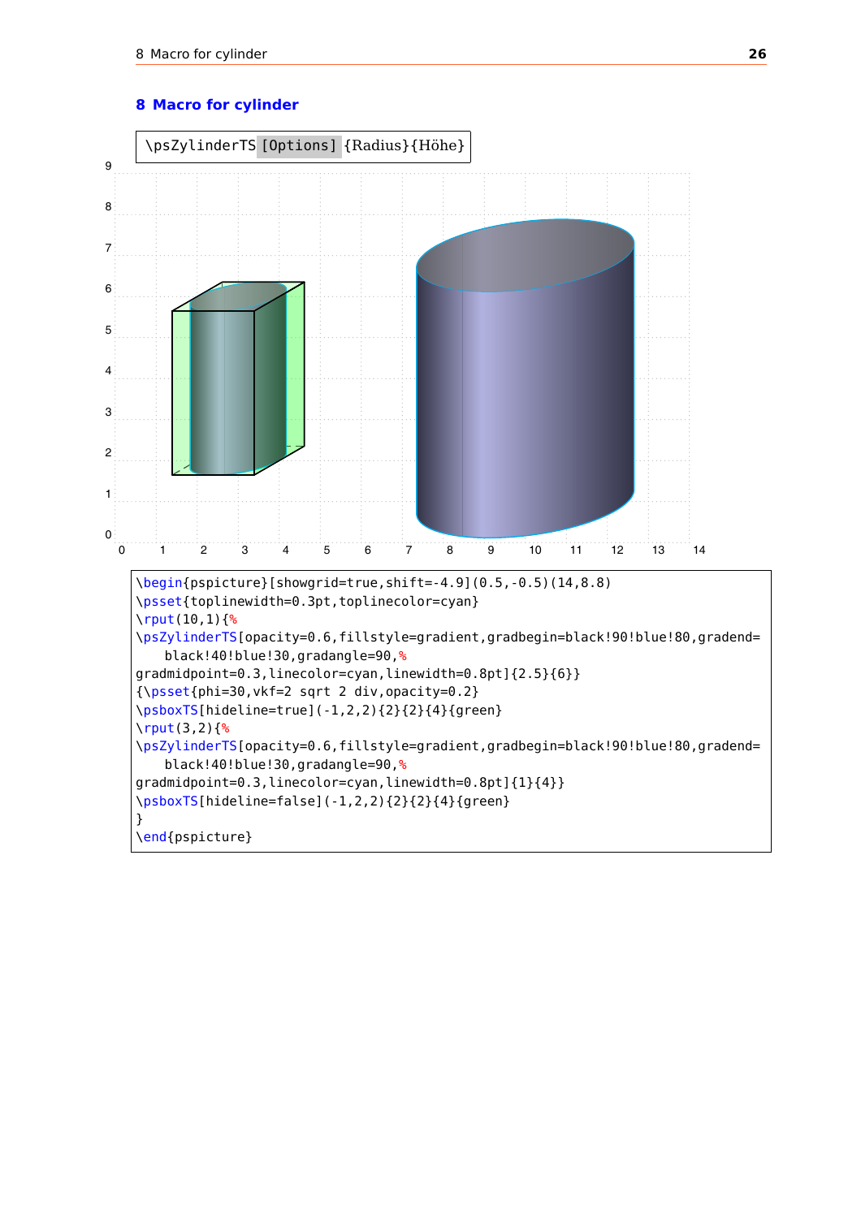# 8 Macro for cylinder

```
\psZylinderTS[Options]{Radius}{Höhe}
```

```
\begin{pspicture}[showgrid=true,shift=-4.9](0.5,-0.5)(14,8.8)
\psset{toplinewidth=0.3pt,toplinecolor=cyan}
\rput(10,1){%
\psZylinderTS[opacity=0.6,fillstyle=gradient,gradbegin=black!90!blue!80,gradend=
    black!40!blue!30,gradangle=90,%
gradmidpoint=0.3,linecolor=cyan,linewidth=0.8pt]{2.5}{6}}
{\psset{phi=30,vkf=2 sqrt 2 div,opacity=0.2}
\psboxTS[hideline=true](-1,2,2){2}{2}{4}{green}
\rput(3,2){%
\psZylinderTS[opacity=0.6,fillstyle=gradient,gradbegin=black!90!blue!80,gradend=
    black!40!blue!30,gradangle=90,%
gradmidpoint=0.3,linecolor=cyan,linewidth=0.8pt]{1}{4}}
\psboxTS[hideline=false](-1,2,2){2}{2}{4}{green}
}
\end{pspicture}
```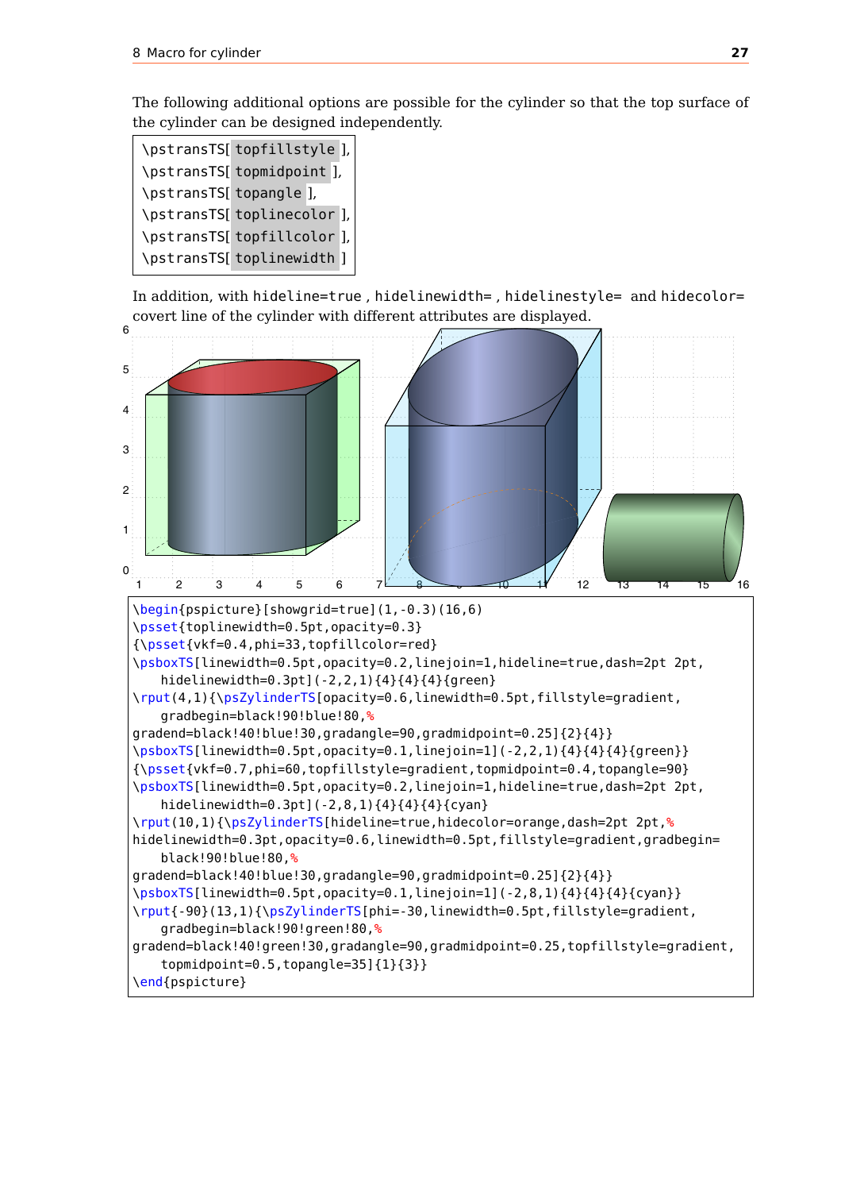The following additional options are possible for the cylinder so that the top surface of the cylinder can be designed independently.

```
\pstransTS[ topfillstyle ],
\pstransTS[ topmidpoint ],
\pstransTS[ topangle ],
\pstransTS[ toplinecolor ],
\pstransTS[ topfillcolor ],
\pstransTS[ toplinewidth ]
```

In addition, with `hideline=true` , `hidelinewidth=` , `hidelinestyle=` and `hidecolor=` covert line of the cylinder with different attributes are displayed.

```
\begin{pspicture}[showgrid=true](1,-0.3)(16,6)
\psset{toplinewidth=0.5pt,opacity=0.3}
{\psset{vkf=0.4,phi=33,topfillcolor=red}
\psboxTS[linewidth=0.5pt,opacity=0.2,linejoin=1,hideline=true,dash=2pt 2pt,
    hidelinewidth=0.3pt](-2,2,1){4}{4}{4}{green}
\rput(4,1){\psZylinderTS[opacity=0.6,linewidth=0.5pt,fillstyle=gradient,
    gradbegin=black!90!blue!80,%
gradend=black!40!blue!30,gradangle=90,gradmidpoint=0.25]{2}{4}}
\psboxTS[linewidth=0.5pt,opacity=0.1,linejoin=1](-2,2,1){4}{4}{4}{green}}
{\psset{vkf=0.7,phi=60,topfillstyle=gradient,topmidpoint=0.4,topangle=90}
\psboxTS[linewidth=0.5pt,opacity=0.2,linejoin=1,hideline=true,dash=2pt 2pt,
    hidelinewidth=0.3pt](-2,8,1){4}{4}{4}{cyan}
\rput(10,1){\psZylinderTS[hideline=true,hidecolor=orange,dash=2pt 2pt,%
hidelinewidth=0.3pt,opacity=0.6,linewidth=0.5pt,fillstyle=gradient,gradbegin=
    black!90!blue!80,%
gradend=black!40!blue!30,gradangle=90,gradmidpoint=0.25]{2}{4}}
\psboxTS[linewidth=0.5pt,opacity=0.1,linejoin=1](-2,8,1){4}{4}{4}{cyan}}
\rput{-90}(13,1){\psZylinderTS[phi=-30,linewidth=0.5pt,fillstyle=gradient,
    gradbegin=black!90!green!80,%
gradend=black!40!green!30,gradangle=90,gradmidpoint=0.25,topfillstyle=gradient,
    topmidpoint=0.5,topangle=35]{1}{3}}
\end{pspicture}
```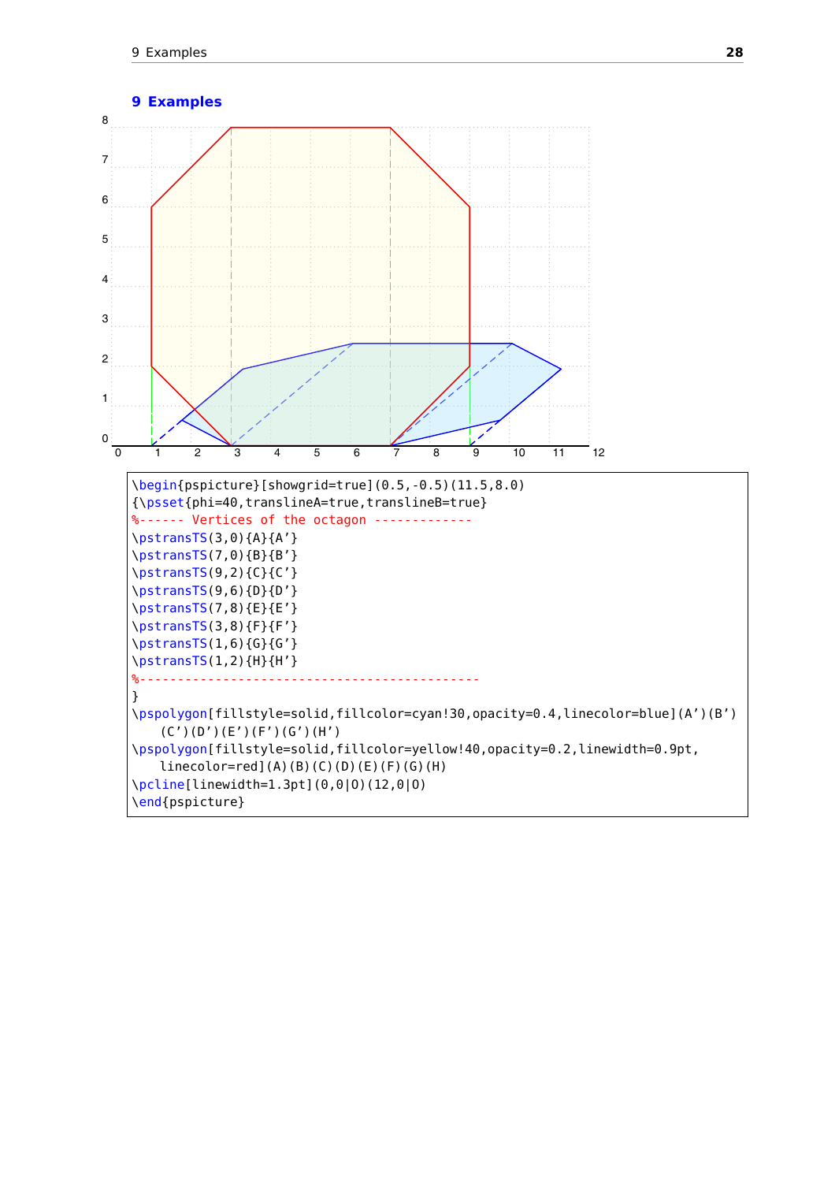# 9 Examples

```
\begin{pspicture}[showgrid=true](0.5,-0.5)(11.5,8.0)
{\psset{phi=40,translineA=true,translineB=true}
%------ Vertices of the octagon -------------
\pstransTS(3,0){A}{A'}
\pstransTS(7,0){B}{B'}
\pstransTS(9,2){C}{C'}
\pstransTS(9,6){D}{D'}
\pstransTS(7,8){E}{E'}
\pstransTS(3,8){F}{F'}
\pstransTS(1,6){G}{G'}
\pstransTS(1,2){H}{H'}
%---------------------------------------------
}
\pspolygon[fillstyle=solid,fillcolor=cyan!30,opacity=0.4,linecolor=blue](A')(B')
    (C')(D')(E')(F')(G')(H')
\pspolygon[fillstyle=solid,fillcolor=yellow!40,opacity=0.2,linewidth=0.9pt,
    linecolor=red](A)(B)(C)(D)(E)(F)(G)(H)
\pcline[linewidth=1.3pt](0,0|O)(12,0|O)
\end{pspicture}
```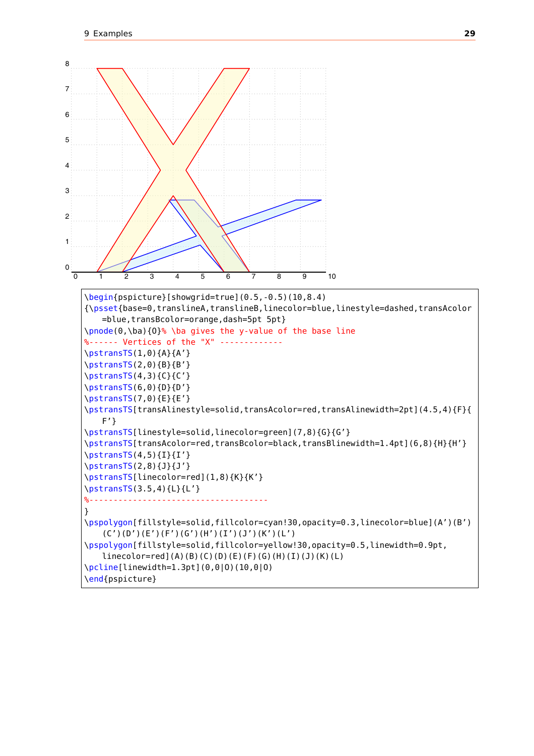```
\begin{pspicture}[showgrid=true](0.5,-0.5)(10,8.4)
{\psset{base=0,translineA,translineB,linecolor=blue,linestyle=dashed,transAcolor
    =blue,transBcolor=orange,dash=5pt 5pt}
\pnode(0,\ba){O}% \ba gives the y-value of the base line
%------ Vertices of the "X" -------------
\pstransTS(1,0){A}{A'}
\pstransTS(2,0){B}{B'}
\pstransTS(4,3){C}{C'}
\pstransTS(6,0){D}{D'}
\pstransTS(7,0){E}{E'}
\pstransTS[transAlinestyle=solid,transAcolor=red,transAlinewidth=2pt](4.5,4){F}{
    F'}
\pstransTS[linestyle=solid,linecolor=green](7,8){G}{G'}
\pstransTS[transAcolor=red,transBcolor=black,transBlinewidth=1.4pt](6,8){H}{H'}
\pstransTS(4,5){I}{I'}
\pstransTS(2,8){J}{J'}
\pstransTS[linecolor=red](1,8){K}{K'}
\pstransTS(3.5,4){L}{L'}
%-------------------------------------
}
\pspolygon[fillstyle=solid,fillcolor=cyan!30,opacity=0.3,linecolor=blue](A')(B')
    (C')(D')(E')(F')(G')(H')(I')(J')(K')(L')
\pspolygon[fillstyle=solid,fillcolor=yellow!30,opacity=0.5,linewidth=0.9pt,
    linecolor=red](A)(B)(C)(D)(E)(F)(G)(H)(I)(J)(K)(L)
\pcline[linewidth=1.3pt](0,0|O)(10,0|O)
\end{pspicture}
```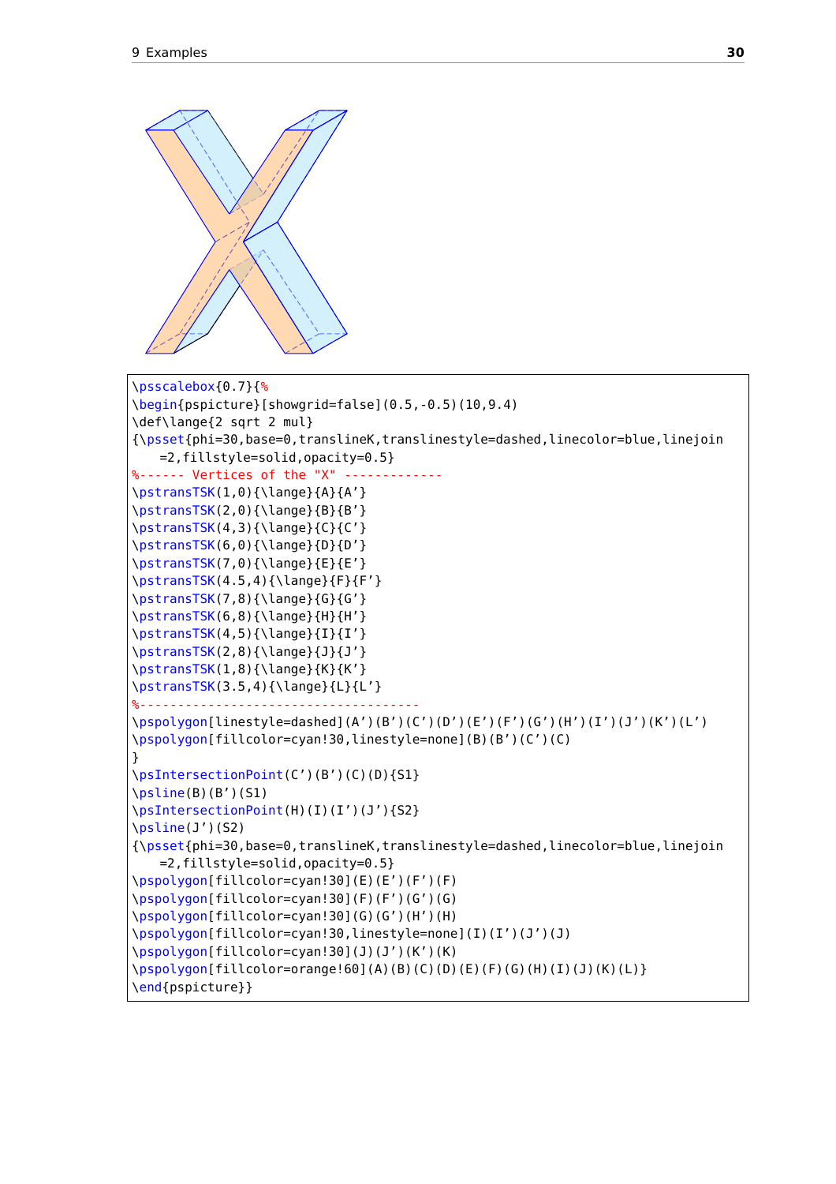```
\psscalebox{0.7}{%
\begin{pspicture}[showgrid=false](0.5,-0.5)(10,9.4)
\def\lange{2 sqrt 2 mul}
{\psset{phi=30,base=0,translineK,translinestyle=dashed,linecolor=blue,linejoin
    =2,fillstyle=solid,opacity=0.5}
%------ Vertices of the "X" -------------
\pstransTSK(1,0){\lange}{A}{A'}
\pstransTSK(2,0){\lange}{B}{B'}
\pstransTSK(4,3){\lange}{C}{C'}
\pstransTSK(6,0){\lange}{D}{D'}
\pstransTSK(7,0){\lange}{E}{E'}
\pstransTSK(4.5,4){\lange}{F}{F'}
\pstransTSK(7,8){\lange}{G}{G'}
\pstransTSK(6,8){\lange}{H}{H'}
\pstransTSK(4,5){\lange}{I}{I'}
\pstransTSK(2,8){\lange}{J}{J'}
\pstransTSK(1,8){\lange}{K}{K'}
\pstransTSK(3.5,4){\lange}{L}{L'}
%------------------------------------
\pspolygon[linestyle=dashed](A')(B')(C')(D')(E')(F')(G')(H')(I')(J')(K')(L')
\pspolygon[fillcolor=cyan!30,linestyle=none](B)(B')(C')(C)
}
\psIntersectionPoint(C')(B')(C)(D){S1}
\psline(B)(B')(S1)
\psIntersectionPoint(H)(I)(I')(J'){S2}
\psline(J')(S2)
{\psset{phi=30,base=0,translineK,translinestyle=dashed,linecolor=blue,linejoin
    =2,fillstyle=solid,opacity=0.5}
\pspolygon[fillcolor=cyan!30](E)(E')(F')(F)
\pspolygon[fillcolor=cyan!30](F)(F')(G')(G)
\pspolygon[fillcolor=cyan!30](G)(G')(H')(H)
\pspolygon[fillcolor=cyan!30,linestyle=none](I)(I')(J')(J)
\pspolygon[fillcolor=cyan!30](J)(J')(K')(K)
\pspolygon[fillcolor=orange!60](A)(B)(C)(D)(E)(F)(G)(H)(I)(J)(K)(L)}
\end{pspicture}}
```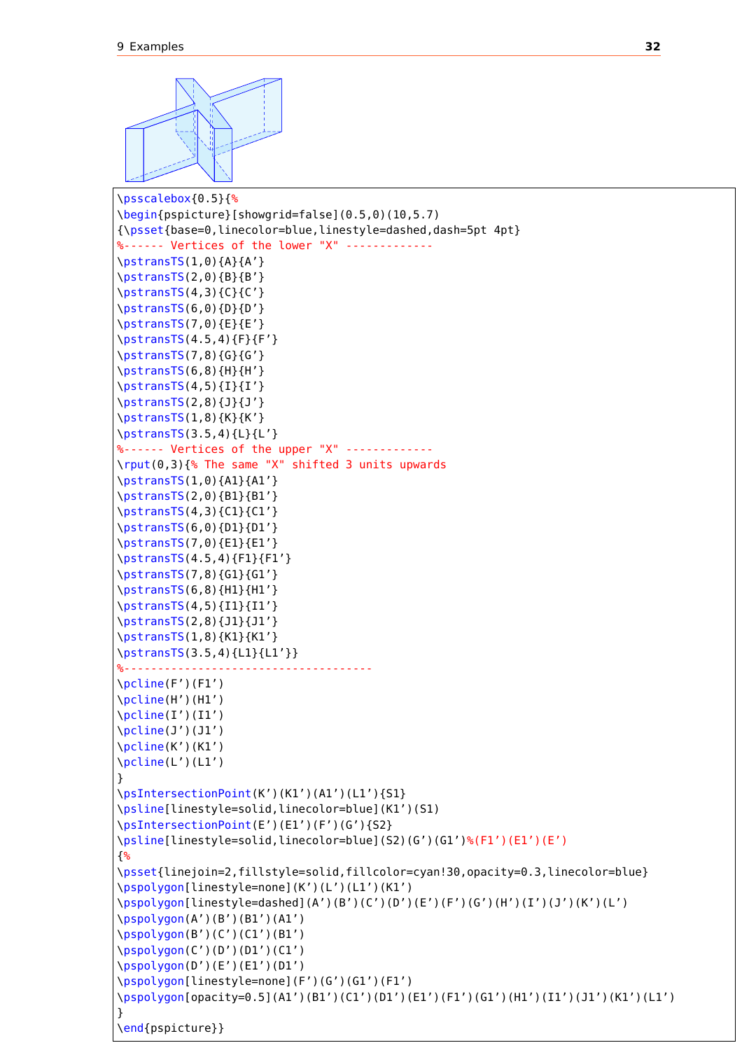```
\psscalebox{0.5}{%
\begin{pspicture}[showgrid=false](0.5,0)(10,5.7)
{\psset{base=0,linecolor=blue,linestyle=dashed,dash=5pt 4pt}
%------ Vertices of the lower "X" -------------
\pstransTS(1,0){A}{A'}
\pstransTS(2,0){B}{B'}
\pstransTS(4,3){C}{C'}
\pstransTS(6,0){D}{D'}
\pstransTS(7,0){E}{E'}
\pstransTS(4.5,4){F}{F'}
\pstransTS(7,8){G}{G'}
\pstransTS(6,8){H}{H'}
\pstransTS(4,5){I}{I'}
\pstransTS(2,8){J}{J'}
\pstransTS(1,8){K}{K'}
\pstransTS(3.5,4){L}{L'}
%------ Vertices of the upper "X" -------------
\rput(0,3){% The same "X" shifted 3 units upwards
\pstransTS(1,0){A1}{A1'}
\pstransTS(2,0){B1}{B1'}
\pstransTS(4,3){C1}{C1'}
\pstransTS(6,0){D1}{D1'}
\pstransTS(7,0){E1}{E1'}
\pstransTS(4.5,4){F1}{F1'}
\pstransTS(7,8){G1}{G1'}
\pstransTS(6,8){H1}{H1'}
\pstransTS(4,5){I1}{I1'}
\pstransTS(2,8){J1}{J1'}
\pstransTS(1,8){K1}{K1'}
\pstransTS(3.5,4){L1}{L1'}}
%------------------------------------
\pcline(F')(F1')
\pcline(H')(H1')
\pcline(I')(I1')
\pcline(J')(J1')
\pcline(K')(K1')
\pcline(L')(L1')
}
\psIntersectionPoint(K')(K1')(A1')(L1'){S1}
\psline[linestyle=solid,linecolor=blue](K1')(S1)
\psIntersectionPoint(E')(E1')(F')(G'){S2}
\psline[linestyle=solid,linecolor=blue](S2)(G')(G1')%(F1')(E1')(E')
{%
\psset{linejoin=2,fillstyle=solid,fillcolor=cyan!30,opacity=0.3,linecolor=blue}
\pspolygon[linestyle=none](K')(L')(L1')(K1')
\pspolygon[linestyle=dashed](A')(B')(C')(D')(E')(F')(G')(H')(I')(J')(K')(L')
\pspolygon(A')(B')(B1')(A1')
\pspolygon(B')(C')(C1')(B1')
\pspolygon(C')(D')(D1')(C1')
\pspolygon(D')(E')(E1')(D1')
\pspolygon[linestyle=none](F')(G')(G1')(F1')
\pspolygon[opacity=0.5](A1')(B1')(C1')(D1')(E1')(F1')(G1')(H1')(I1')(J1')(K1')(L1')
}
\end{pspicture}}
```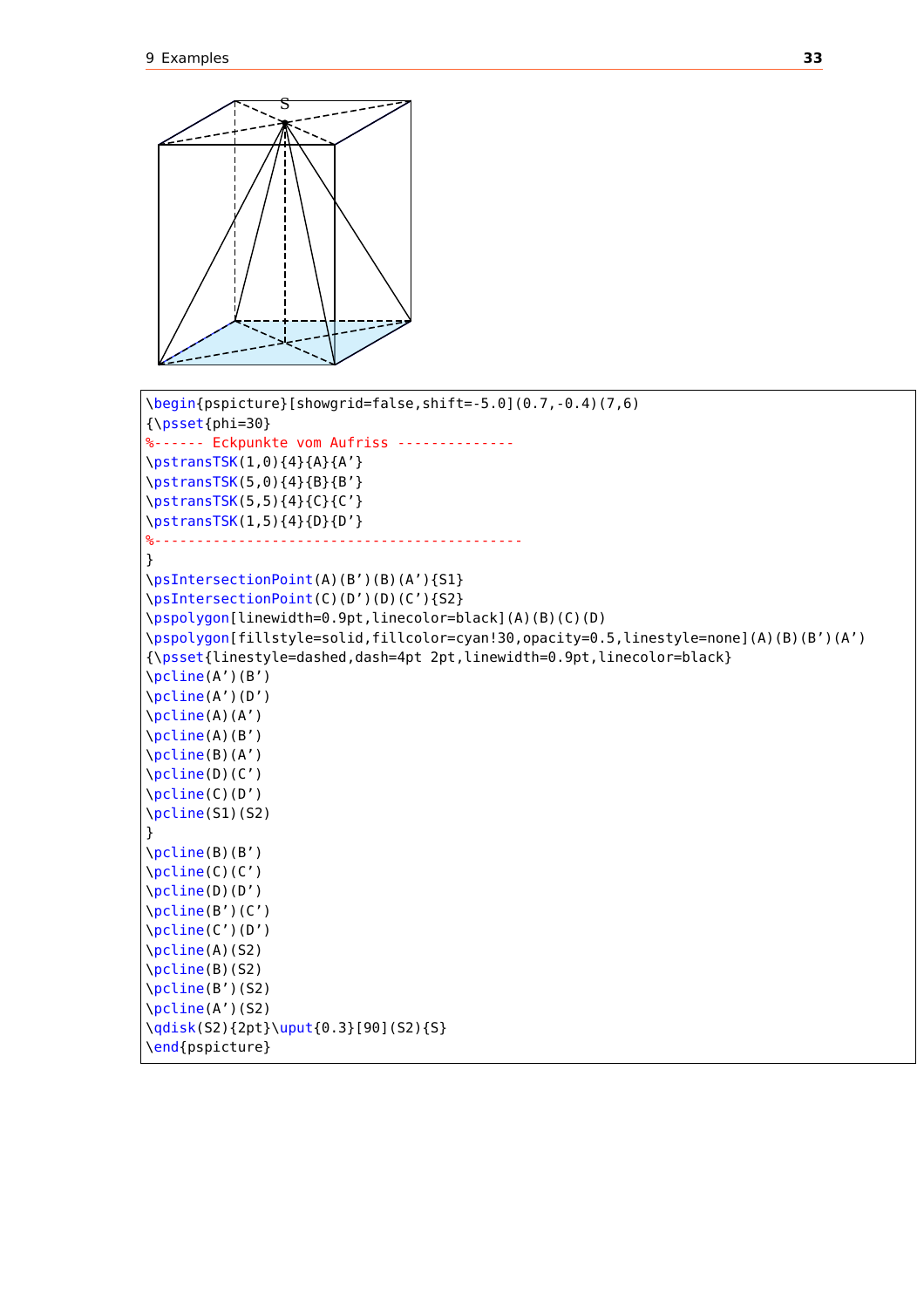```
\begin{pspicture}[showgrid=false,shift=-5.0](0.7,-0.4)(7,6)
{\psset{phi=30}
%------ Eckpunkte vom Aufriss --------------
\pstransTSK(1,0){4}{A}{A'}
\pstransTSK(5,0){4}{B}{B'}
\pstransTSK(5,5){4}{C}{C'}
\pstransTSK(1,5){4}{D}{D'}
%-------------------------------------------
}
\psIntersectionPoint(A)(B')(B)(A'){S1}
\psIntersectionPoint(C)(D')(D)(C'){S2}
\pspolygon[linewidth=0.9pt,linecolor=black](A)(B)(C)(D)
\pspolygon[fillstyle=solid,fillcolor=cyan!30,opacity=0.5,linestyle=none](A)(B)(B')(A')
{\psset{linestyle=dashed,dash=4pt 2pt,linewidth=0.9pt,linecolor=black}
\pcline(A')(B')
\pcline(A')(D')
\pcline(A)(A')
\pcline(A)(B')
\pcline(B)(A')
\pcline(D)(C')
\pcline(C)(D')
\pcline(S1)(S2)
}
\pcline(B)(B')
\pcline(C)(C')
\pcline(D)(D')
\pcline(B')(C')
\pcline(C')(D')
\pcline(A)(S2)
\pcline(B)(S2)
\pcline(B')(S2)
\pcline(A')(S2)
\qdisk(S2){2pt}\uput{0.3}[90](S2){S}
\end{pspicture}
```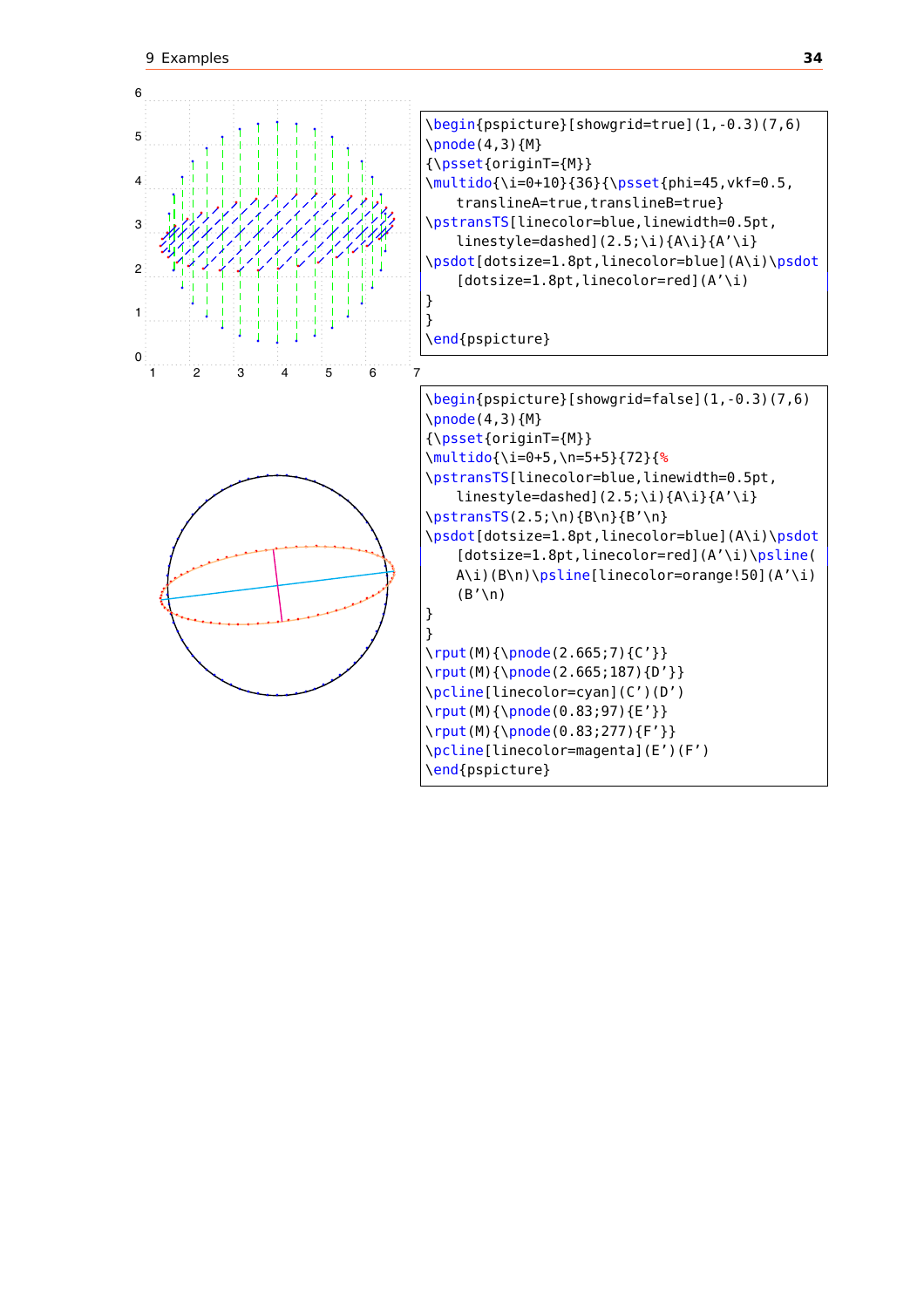```
\begin{pspicture}[showgrid=true](1,-0.3)(7,6)
\pnode(4,3){M}
{\psset{originT={M}}
\multido{\i=0+10}{36}{\psset{phi=45,vkf=0.5,
    translineA=true,translineB=true}
\pstransTS[linecolor=blue,linewidth=0.5pt,
    linestyle=dashed](2.5;\i){A\i}{A'\i}
\psdot[dotsize=1.8pt,linecolor=blue](A\i)\psdot
    [dotsize=1.8pt,linecolor=red](A'\i)
}
}
\end{pspicture}
```

```
\begin{pspicture}[showgrid=false](1,-0.3)(7,6)
\pnode(4,3){M}
{\psset{originT={M}}
\multido{\i=0+5,\n=5+5}{72}{%
\pstransTS[linecolor=blue,linewidth=0.5pt,
    linestyle=dashed](2.5;\i){A\i}{A'\i}
\pstransTS(2.5;\n){B\n}{B'\n}
\psdot[dotsize=1.8pt,linecolor=blue](A\i)\psdot
    [dotsize=1.8pt,linecolor=red](A'\i)\psline(
    A\i)(B\n)\psline[linecolor=orange!50](A'\i)
    (B'\n)
}
}
\rput(M){\pnode(2.665;7){C'}}
\rput(M){\pnode(2.665;187){D'}}
\pcline[linecolor=cyan](C')(D')
\rput(M){\pnode(0.83;97){E'}}
\rput(M){\pnode(0.83;277){F'}}
\pcline[linecolor=magenta](E')(F')
\end{pspicture}
```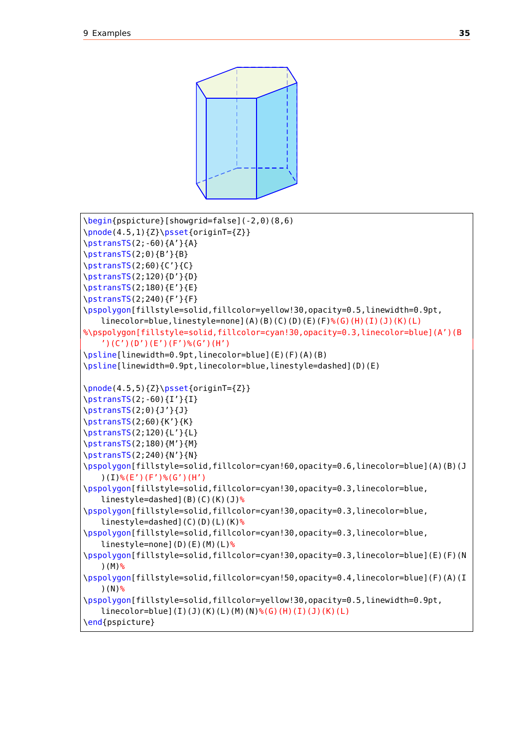```
\begin{pspicture}[showgrid=false](-2,0)(8,6)
\pnode(4.5,1){Z}\psset{originT={Z}}
\pstransTS(2;-60){A'}{A}
\pstransTS(2;0){B'}{B}
\pstransTS(2;60){C'}{C}
\pstransTS(2;120){D'}{D}
\pstransTS(2;180){E'}{E}
\pstransTS(2;240){F'}{F}
\pspolygon[fillstyle=solid,fillcolor=yellow!30,opacity=0.5,linewidth=0.9pt,
    linecolor=blue,linestyle=none](A)(B)(C)(D)(E)(F)%(G)(H)(I)(J)(K)(L)
%\pspolygon[fillstyle=solid,fillcolor=cyan!30,opacity=0.3,linecolor=blue](A')(B
    ')(C')(D')(E')(F')%(G')(H')
\psline[linewidth=0.9pt,linecolor=blue](E)(F)(A)(B)
\psline[linewidth=0.9pt,linecolor=blue,linestyle=dashed](D)(E)

\pnode(4.5,5){Z}\psset{originT={Z}}
\pstransTS(2;-60){I'}{I}
\pstransTS(2;0){J'}{J}
\pstransTS(2;60){K'}{K}
\pstransTS(2;120){L'}{L}
\pstransTS(2;180){M'}{M}
\pstransTS(2;240){N'}{N}
\pspolygon[fillstyle=solid,fillcolor=cyan!60,opacity=0.6,linecolor=blue](A)(B)(J
    )(I)%(E')(F')%(G')(H')
\pspolygon[fillstyle=solid,fillcolor=cyan!30,opacity=0.3,linecolor=blue,
    linestyle=dashed](B)(C)(K)(J)%
\pspolygon[fillstyle=solid,fillcolor=cyan!30,opacity=0.3,linecolor=blue,
    linestyle=dashed](C)(D)(L)(K)%
\pspolygon[fillstyle=solid,fillcolor=cyan!30,opacity=0.3,linecolor=blue,
    linestyle=none](D)(E)(M)(L)%
\pspolygon[fillstyle=solid,fillcolor=cyan!30,opacity=0.3,linecolor=blue](E)(F)(N
    )(M)%
\pspolygon[fillstyle=solid,fillcolor=cyan!50,opacity=0.4,linecolor=blue](F)(A)(I
    )(N)%
\pspolygon[fillstyle=solid,fillcolor=yellow!30,opacity=0.5,linewidth=0.9pt,
    linecolor=blue](I)(J)(K)(L)(M)(N)%(G)(H)(I)(J)(K)(L)
\end{pspicture}
```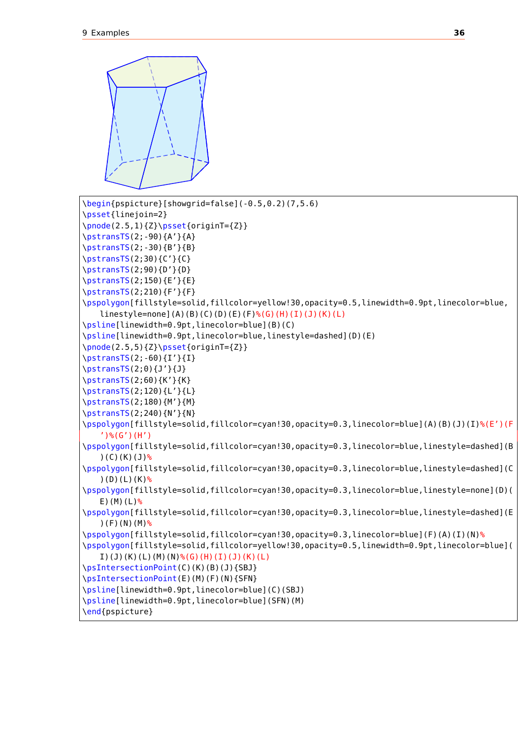```
\begin{pspicture}[showgrid=false](-0.5,0.2)(7,5.6)
\psset{linejoin=2}
\pnode(2.5,1){Z}\psset{originT={Z}}
\pstransTS(2;-90){A'}{A}
\pstransTS(2;-30){B'}{B}
\pstransTS(2;30){C'}{C}
\pstransTS(2;90){D'}{D}
\pstransTS(2;150){E'}{E}
\pstransTS(2;210){F'}{F}
\pspolygon[fillstyle=solid,fillcolor=yellow!30,opacity=0.5,linewidth=0.9pt,linecolor=blue,
    linestyle=none](A)(B)(C)(D)(E)(F)%(G)(H)(I)(J)(K)(L)
\psline[linewidth=0.9pt,linecolor=blue](B)(C)
\psline[linewidth=0.9pt,linecolor=blue,linestyle=dashed](D)(E)
\pnode(2.5,5){Z}\psset{originT={Z}}
\pstransTS(2;-60){I'}{I}
\pstransTS(2;0){J'}{J}
\pstransTS(2;60){K'}{K}
\pstransTS(2;120){L'}{L}
\pstransTS(2;180){M'}{M}
\pstransTS(2;240){N'}{N}
\pspolygon[fillstyle=solid,fillcolor=cyan!30,opacity=0.3,linecolor=blue](A)(B)(J)(I)%(E')(F
    ')%(G')(H')
\pspolygon[fillstyle=solid,fillcolor=cyan!30,opacity=0.3,linecolor=blue,linestyle=dashed](B
    )(C)(K)(J)%
\pspolygon[fillstyle=solid,fillcolor=cyan!30,opacity=0.3,linecolor=blue,linestyle=dashed](C
    )(D)(L)(K)%
\pspolygon[fillstyle=solid,fillcolor=cyan!30,opacity=0.3,linecolor=blue,linestyle=none](D)(
    E)(M)(L)%
\pspolygon[fillstyle=solid,fillcolor=cyan!30,opacity=0.3,linecolor=blue,linestyle=dashed](E
    )(F)(N)(M)%
\pspolygon[fillstyle=solid,fillcolor=cyan!30,opacity=0.3,linecolor=blue](F)(A)(I)(N)%
\pspolygon[fillstyle=solid,fillcolor=yellow!30,opacity=0.5,linewidth=0.9pt,linecolor=blue](
    I)(J)(K)(L)(M)(N)%(G)(H)(I)(J)(K)(L)
\psIntersectionPoint(C)(K)(B)(J){SBJ}
\psIntersectionPoint(E)(M)(F)(N){SFN}
\psline[linewidth=0.9pt,linecolor=blue](C)(SBJ)
\psline[linewidth=0.9pt,linecolor=blue](SFN)(M)
\end{pspicture}
```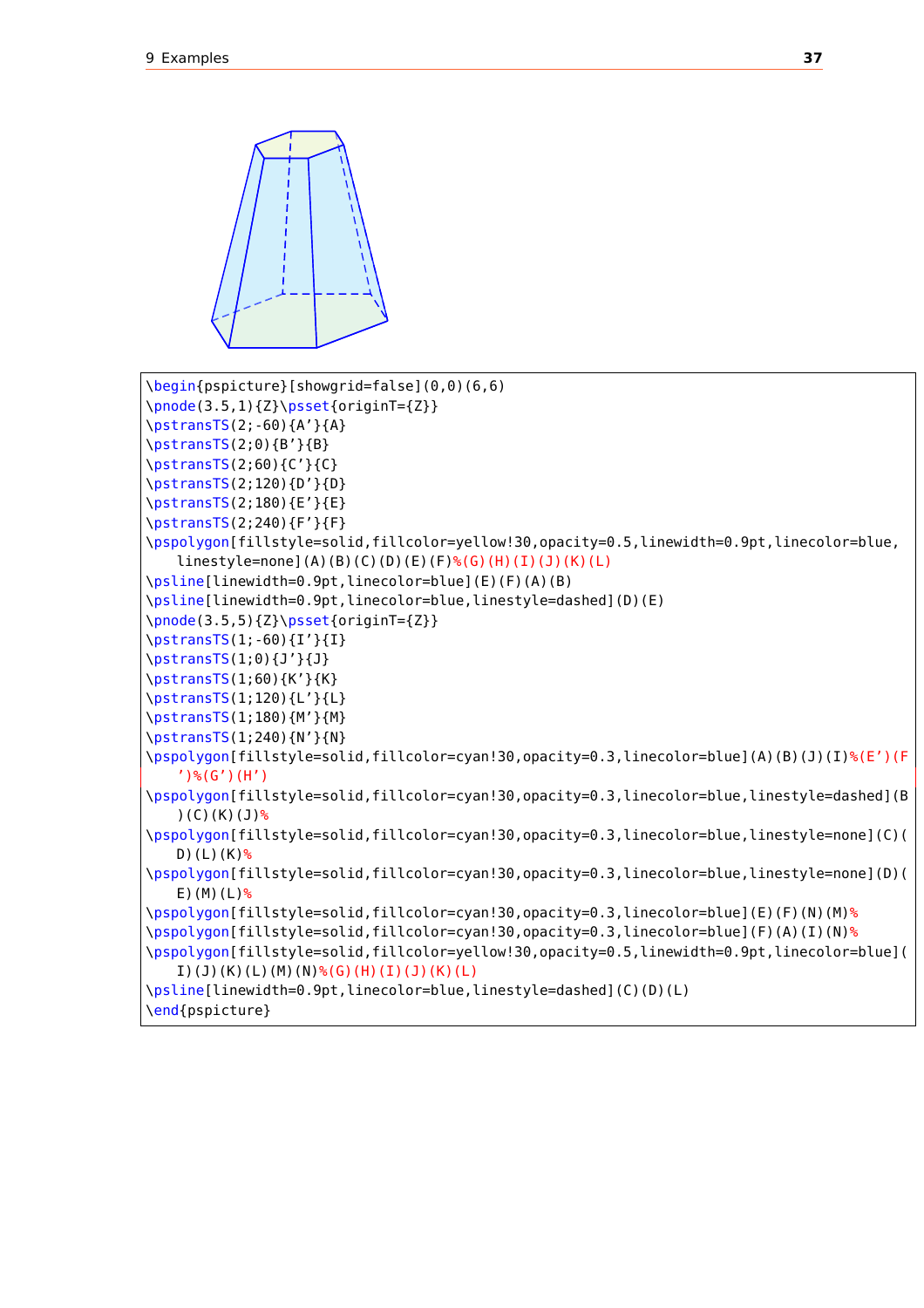```
\begin{pspicture}[showgrid=false](0,0)(6,6)
\pnode(3.5,1){Z}\psset{originT={Z}}
\pstransTS(2;-60){A'}{A}
\pstransTS(2;0){B'}{B}
\pstransTS(2;60){C'}{C}
\pstransTS(2;120){D'}{D}
\pstransTS(2;180){E'}{E}
\pstransTS(2;240){F'}{F}
\pspolygon[fillstyle=solid,fillcolor=yellow!30,opacity=0.5,linewidth=0.9pt,linecolor=blue,
    linestyle=none](A)(B)(C)(D)(E)(F)%(G)(H)(I)(J)(K)(L)
\psline[linewidth=0.9pt,linecolor=blue](E)(F)(A)(B)
\psline[linewidth=0.9pt,linecolor=blue,linestyle=dashed](D)(E)
\pnode(3.5,5){Z}\psset{originT={Z}}
\pstransTS(1;-60){I'}{I}
\pstransTS(1;0){J'}{J}
\pstransTS(1;60){K'}{K}
\pstransTS(1;120){L'}{L}
\pstransTS(1;180){M'}{M}
\pstransTS(1;240){N'}{N}
\pspolygon[fillstyle=solid,fillcolor=cyan!30,opacity=0.3,linecolor=blue](A)(B)(J)(I)%(E')(F
    ')%(G')(H')
\pspolygon[fillstyle=solid,fillcolor=cyan!30,opacity=0.3,linecolor=blue,linestyle=dashed](B
    )(C)(K)(J)%
\pspolygon[fillstyle=solid,fillcolor=cyan!30,opacity=0.3,linecolor=blue,linestyle=none](C)(
    D)(L)(K)%
\pspolygon[fillstyle=solid,fillcolor=cyan!30,opacity=0.3,linecolor=blue,linestyle=none](D)(
    E)(M)(L)%
\pspolygon[fillstyle=solid,fillcolor=cyan!30,opacity=0.3,linecolor=blue](E)(F)(N)(M)%
\pspolygon[fillstyle=solid,fillcolor=cyan!30,opacity=0.3,linecolor=blue](F)(A)(I)(N)%
\pspolygon[fillstyle=solid,fillcolor=yellow!30,opacity=0.5,linewidth=0.9pt,linecolor=blue](
    I)(J)(K)(L)(M)(N)%(G)(H)(I)(J)(K)(L)
\psline[linewidth=0.9pt,linecolor=blue,linestyle=dashed](C)(D)(L)
\end{pspicture}
```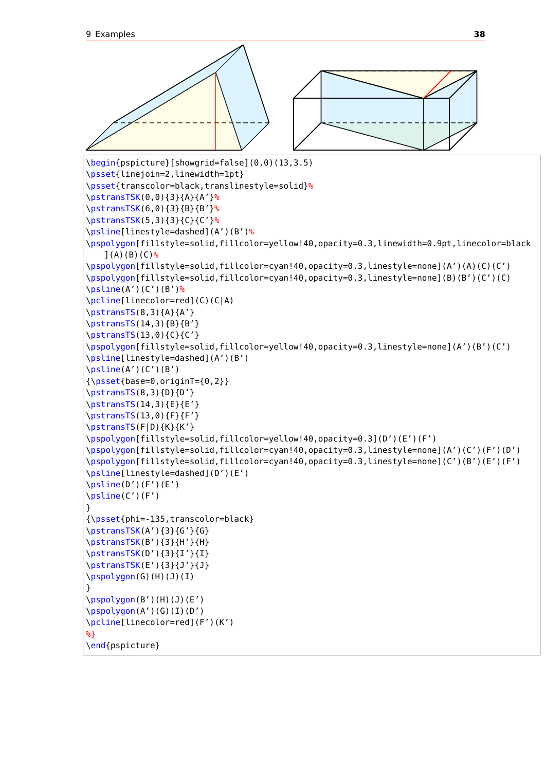```
\begin{pspicture}[showgrid=false](0,0)(13,3.5)
\psset{linejoin=2,linewidth=1pt}
\psset{transcolor=black,translinestyle=solid}%
\pstransTSK(0,0){3}{A}{A'}%
\pstransTSK(6,0){3}{B}{B'}%
\pstransTSK(5,3){3}{C}{C'}%
\psline[linestyle=dashed](A')(B')%
\pspolygon[fillstyle=solid,fillcolor=yellow!40,opacity=0.3,linewidth=0.9pt,linecolor=black
    ](A)(B)(C)%
\pspolygon[fillstyle=solid,fillcolor=cyan!40,opacity=0.3,linestyle=none](A')(A)(C)(C')
\pspolygon[fillstyle=solid,fillcolor=cyan!40,opacity=0.3,linestyle=none](B)(B')(C')(C)
\psline(A')(C')(B')%
\pcline[linecolor=red](C)(C|A)
\pstransTS(8,3){A}{A'}
\pstransTS(14,3){B}{B'}
\pstransTS(13,0){C}{C'}
\pspolygon[fillstyle=solid,fillcolor=yellow!40,opacity=0.3,linestyle=none](A')(B')(C')
\psline[linestyle=dashed](A')(B')
\psline(A')(C')(B')
{\psset{base=0,originT={0,2}}
\pstransTS(8,3){D}{D'}
\pstransTS(14,3){E}{E'}
\pstransTS(13,0){F}{F'}
\pstransTS(F|D){K}{K'}
\pspolygon[fillstyle=solid,fillcolor=yellow!40,opacity=0.3](D')(E')(F')
\pspolygon[fillstyle=solid,fillcolor=cyan!40,opacity=0.3,linestyle=none](A')(C')(F')(D')
\pspolygon[fillstyle=solid,fillcolor=cyan!40,opacity=0.3,linestyle=none](C')(B')(E')(F')
\psline[linestyle=dashed](D')(E')
\psline(D')(F')(E')
\psline(C')(F')
}
{\psset{phi=-135,transcolor=black}
\pstransTSK(A'){3}{G'}{G}
\pstransTSK(B'){3}{H'}{H}
\pstransTSK(D'){3}{I'}{I}
\pstransTSK(E'){3}{J'}{J}
\pspolygon(G)(H)(J)(I)
}
\pspolygon(B')(H)(J)(E')
\pspolygon(A')(G)(I)(D')
\pcline[linecolor=red](F')(K')
%}
\end{pspicture}
```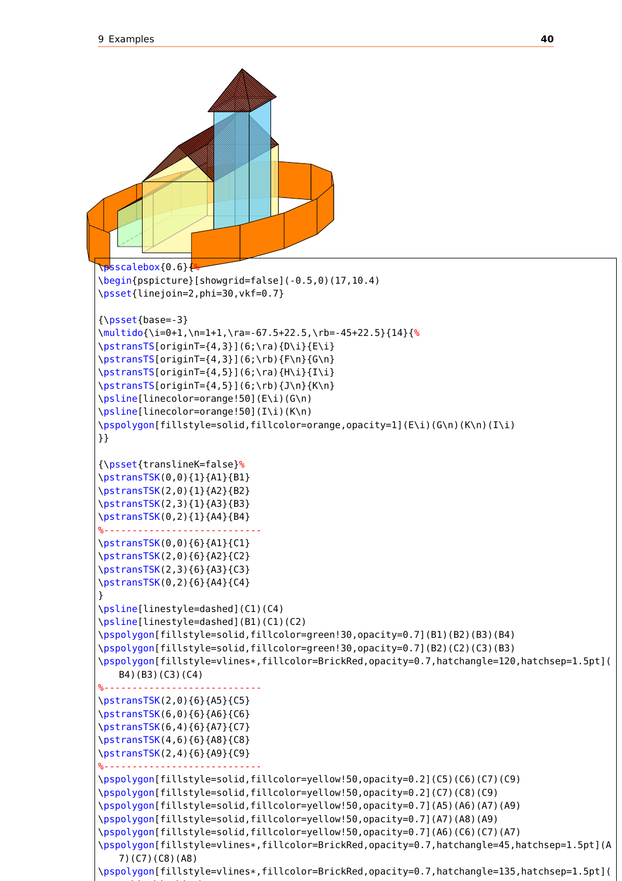```
\psscalebox{0.6}{%
\begin{pspicture}[showgrid=false](-0.5,0)(17,10.4)
\psset{linejoin=2,phi=30,vkf=0.7}

{\psset{base=-3}
\multido{\i=0+1,\n=1+1,\ra=-67.5+22.5,\rb=-45+22.5}{14}{%
\pstransTS[originT={4,3}](6;\ra){D\i}{E\i}
\pstransTS[originT={4,3}](6;\rb){F\n}{G\n}
\pstransTS[originT={4,5}](6;\ra){H\i}{I\i}
\pstransTS[originT={4,5}](6;\rb){J\n}{K\n}
\psline[linecolor=orange!50](E\i)(G\n)
\psline[linecolor=orange!50](I\i)(K\n)
\pspolygon[fillstyle=solid,fillcolor=orange,opacity=1](E\i)(G\n)(K\n)(I\i)
}}

{\psset{translineK=false}%
\pstransTSK(0,0){1}{A1}{B1}
\pstransTSK(2,0){1}{A2}{B2}
\pstransTSK(2,3){1}{A3}{B3}
\pstransTSK(0,2){1}{A4}{B4}
%----------------------------
\pstransTSK(0,0){6}{A1}{C1}
\pstransTSK(2,0){6}{A2}{C2}
\pstransTSK(2,3){6}{A3}{C3}
\pstransTSK(0,2){6}{A4}{C4}
}
\psline[linestyle=dashed](C1)(C4)
\psline[linestyle=dashed](B1)(C1)(C2)
\pspolygon[fillstyle=solid,fillcolor=green!30,opacity=0.7](B1)(B2)(B3)(B4)
\pspolygon[fillstyle=solid,fillcolor=green!30,opacity=0.7](B2)(C2)(C3)(B3)
\pspolygon[fillstyle=vlines*,fillcolor=BrickRed,opacity=0.7,hatchangle=120,hatchsep=1.5pt](
    B4)(B3)(C3)(C4)
%----------------------------
\pstransTSK(2,0){6}{A5}{C5}
\pstransTSK(6,0){6}{A6}{C6}
\pstransTSK(6,4){6}{A7}{C7}
\pstransTSK(4,6){6}{A8}{C8}
\pstransTSK(2,4){6}{A9}{C9}
%----------------------------
\pspolygon[fillstyle=solid,fillcolor=yellow!50,opacity=0.2](C5)(C6)(C7)(C9)
\pspolygon[fillstyle=solid,fillcolor=yellow!50,opacity=0.2](C7)(C8)(C9)
\pspolygon[fillstyle=solid,fillcolor=yellow!50,opacity=0.7](A5)(A6)(A7)(A9)
\pspolygon[fillstyle=solid,fillcolor=yellow!50,opacity=0.7](A7)(A8)(A9)
\pspolygon[fillstyle=solid,fillcolor=yellow!50,opacity=0.7](A6)(C6)(C7)(A7)
\pspolygon[fillstyle=vlines*,fillcolor=BrickRed,opacity=0.7,hatchangle=45,hatchsep=1.5pt](A
    7)(C7)(C8)(A8)
\pspolygon[fillstyle=vlines*,fillcolor=BrickRed,opacity=0.7,hatchangle=135,hatchsep=1.5pt](
```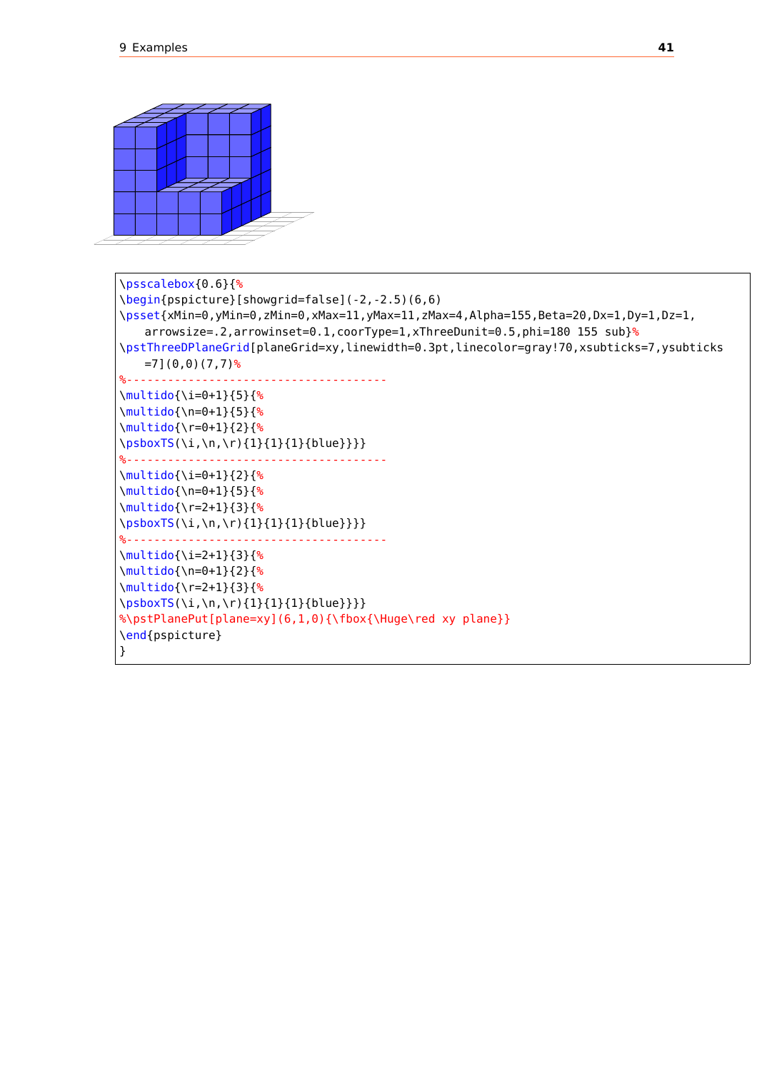```
\psscalebox{0.6}{%
\begin{pspicture}[showgrid=false](-2,-2.5)(6,6)
\psset{xMin=0,yMin=0,zMin=0,xMax=11,yMax=11,zMax=4,Alpha=155,Beta=20,Dx=1,Dy=1,Dz=1,
    arrowsize=.2,arrowinset=0.1,coorType=1,xThreeDunit=0.5,phi=180 155 sub}%
\pstThreeDPlaneGrid[planeGrid=xy,linewidth=0.3pt,linecolor=gray!70,xsubticks=7,ysubticks
    =7](0,0)(7,7)%
%-------------------------------------
\multido{\i=0+1}{5}{%
\multido{\n=0+1}{5}{%
\multido{\r=0+1}{2}{%
\psboxTS(\i,\n,\r){1}{1}{1}{blue}}}}
%-------------------------------------
\multido{\i=0+1}{2}{%
\multido{\n=0+1}{5}{%
\multido{\r=2+1}{3}{%
\psboxTS(\i,\n,\r){1}{1}{1}{blue}}}}
%-------------------------------------
\multido{\i=2+1}{3}{%
\multido{\n=0+1}{2}{%
\multido{\r=2+1}{3}{%
\psboxTS(\i,\n,\r){1}{1}{1}{blue}}}}
%\pstPlanePut[plane=xy](6,1,0){\fbox{\Huge\red xy plane}}
\end{pspicture}
}
```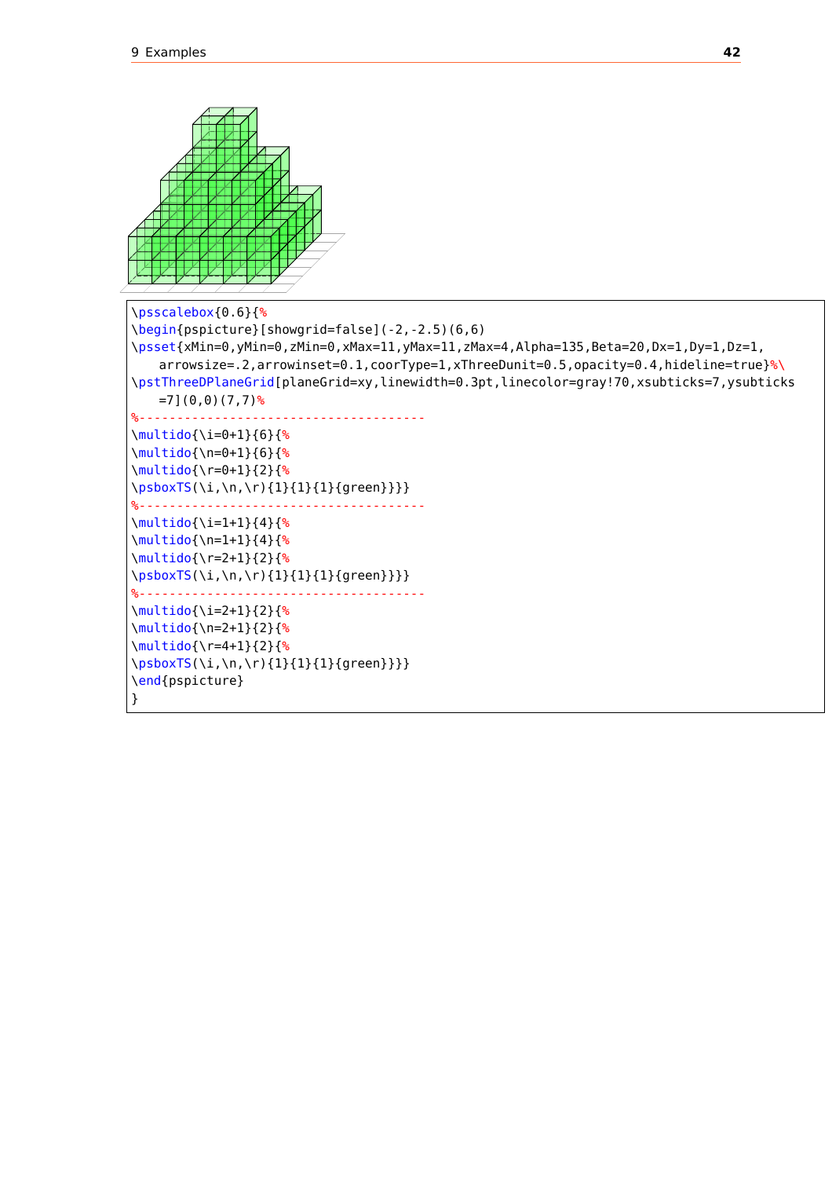```
\psscalebox{0.6}{%
\begin{pspicture}[showgrid=false](-2,-2.5)(6,6)
\psset{xMin=0,yMin=0,zMin=0,xMax=11,yMax=11,zMax=4,Alpha=135,Beta=20,Dx=1,Dy=1,Dz=1,
    arrowsize=.2,arrowinset=0.1,coorType=1,xThreeDunit=0.5,opacity=0.4,hideline=true}%\
\pstThreeDPlaneGrid[planeGrid=xy,linewidth=0.3pt,linecolor=gray!70,xsubticks=7,ysubticks
    =7](0,0)(7,7)%
%-----------------------------------------
\multido{\i=0+1}{6}{%
\multido{\n=0+1}{6}{%
\multido{\r=0+1}{2}{%
\psboxTS(\i,\n,\r){1}{1}{1}{green}}}}
%-----------------------------------------
\multido{\i=1+1}{4}{%
\multido{\n=1+1}{4}{%
\multido{\r=2+1}{2}{%
\psboxTS(\i,\n,\r){1}{1}{1}{green}}}}
%-----------------------------------------
\multido{\i=2+1}{2}{%
\multido{\n=2+1}{2}{%
\multido{\r=4+1}{2}{%
\psboxTS(\i,\n,\r){1}{1}{1}{green}}}}
\end{pspicture}
}
```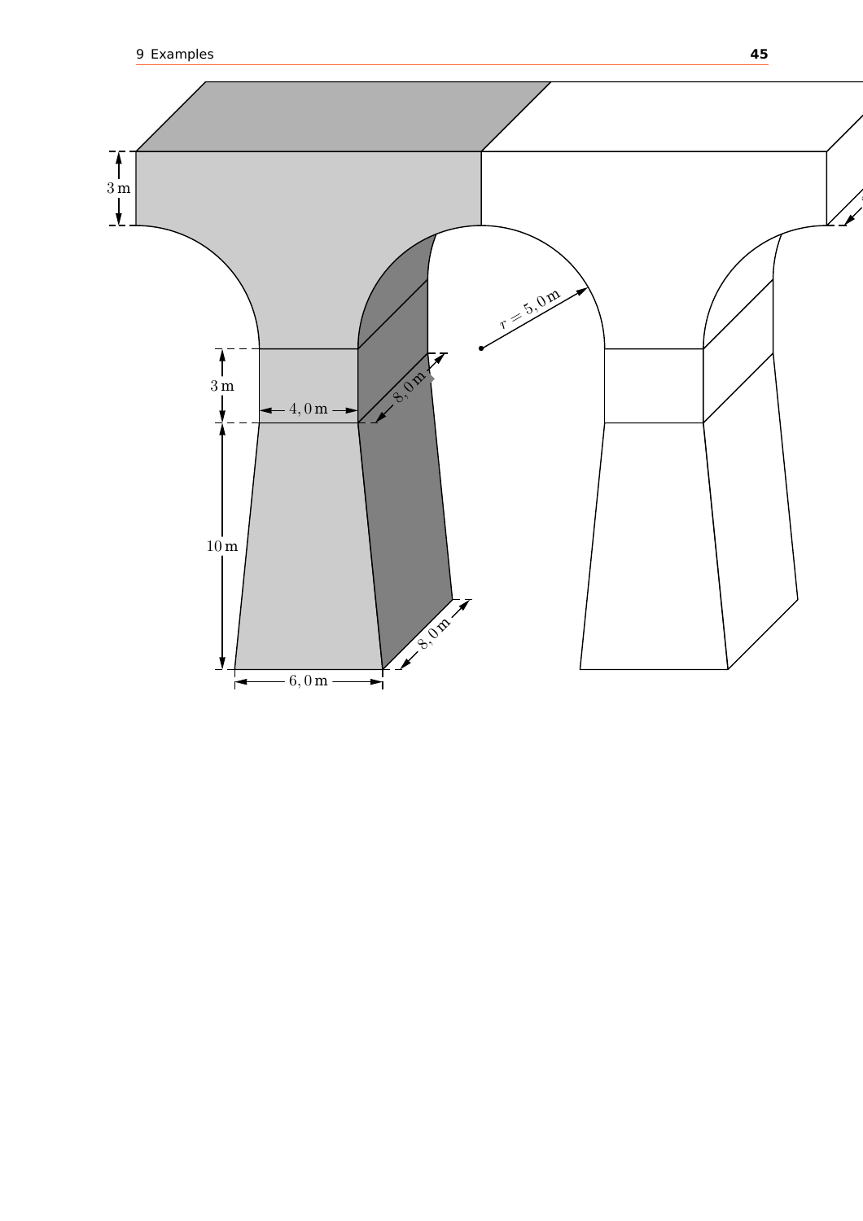3 m

3 m

4,0 m

8,0 m

$r = 5,0\,\mathrm{m}$

10 m

8,0 m

6,0 m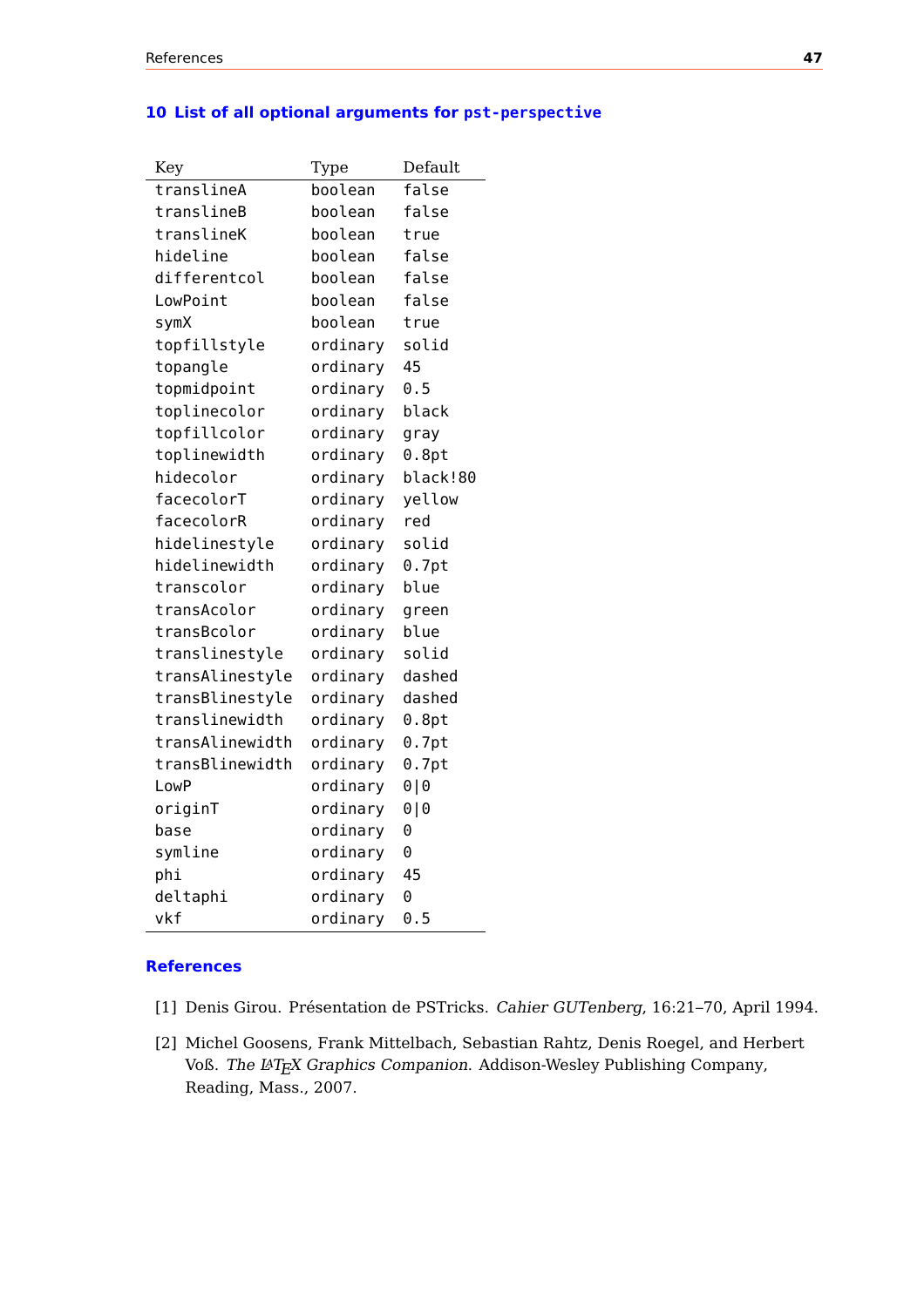## 10 List of all optional arguments for `pst-perspective`

| Key | Type | Default |
|---|---|---|
| translineA | boolean | false |
| translineB | boolean | false |
| translineK | boolean | true |
| hideline | boolean | false |
| differentcol | boolean | false |
| LowPoint | boolean | false |
| symX | boolean | true |
| topfillstyle | ordinary | solid |
| topangle | ordinary | 45 |
| topmidpoint | ordinary | 0.5 |
| toplinecolor | ordinary | black |
| topfillcolor | ordinary | gray |
| toplinewidth | ordinary | 0.8pt |
| hidecolor | ordinary | black!80 |
| facecolorT | ordinary | yellow |
| facecolorR | ordinary | red |
| hidelinestyle | ordinary | solid |
| hidelinewidth | ordinary | 0.7pt |
| transcolor | ordinary | blue |
| transAcolor | ordinary | green |
| transBcolor | ordinary | blue |
| translinestyle | ordinary | solid |
| transAlinestyle | ordinary | dashed |
| transBlinestyle | ordinary | dashed |
| translinewidth | ordinary | 0.8pt |
| transAlinewidth | ordinary | 0.7pt |
| transBlinewidth | ordinary | 0.7pt |
| LowP | ordinary | 0\|0 |
| originT | ordinary | 0\|0 |
| base | ordinary | 0 |
| symline | ordinary | 0 |
| phi | ordinary | 45 |
| deltaphi | ordinary | 0 |
| vkf | ordinary | 0.5 |

## References

[1] Denis Girou. Présentation de PSTricks. *Cahier GUTenberg*, 16:21–70, April 1994.

[2] Michel Goosens, Frank Mittelbach, Sebastian Rahtz, Denis Roegel, and Herbert Voß. *The LaTeX Graphics Companion*. Addison-Wesley Publishing Company, Reading, Mass., 2007.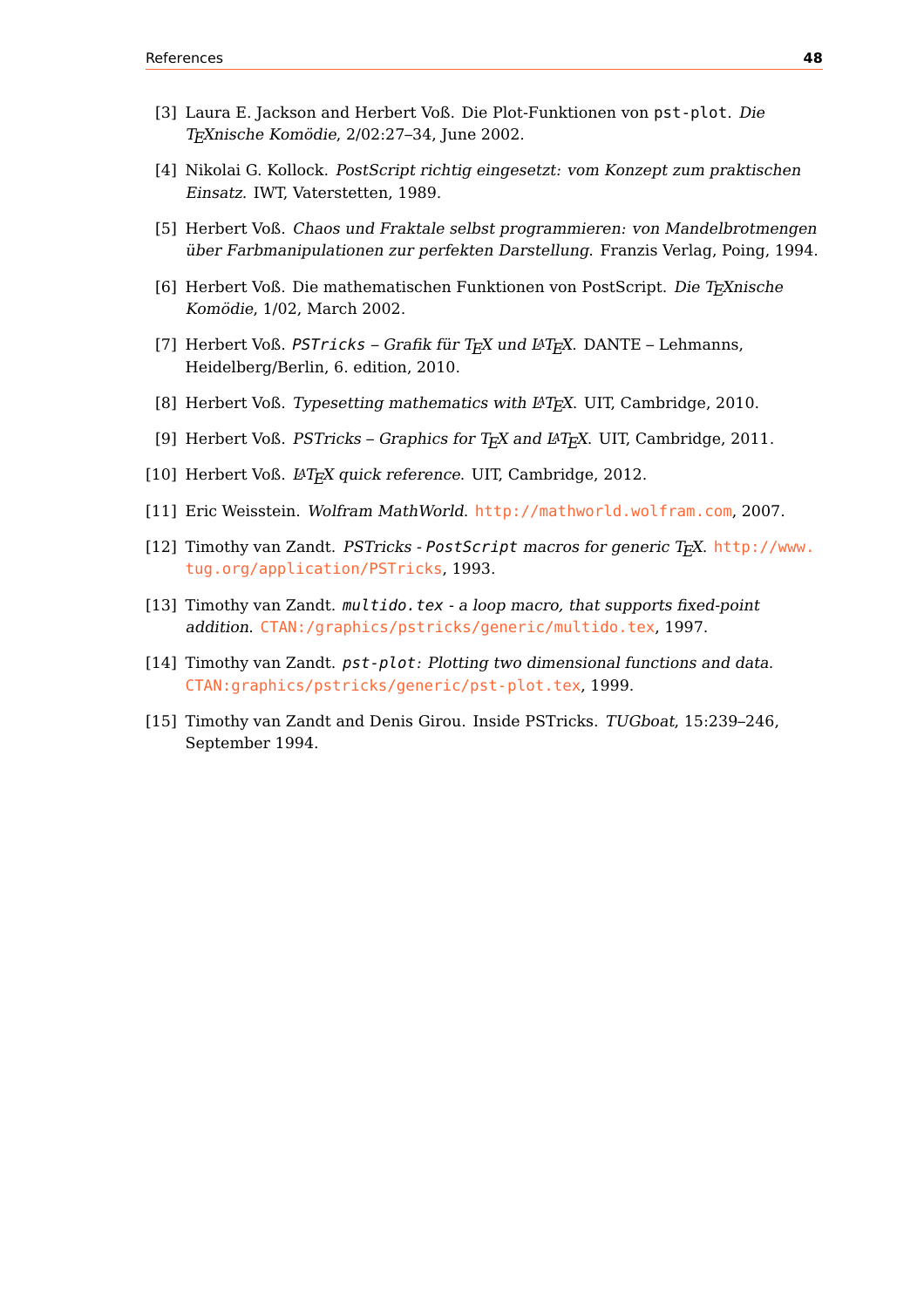[3] Laura E. Jackson and Herbert Voß. Die Plot-Funktionen von `pst-plot`. *Die TEXnische Komödie*, 2/02:27–34, June 2002.

[4] Nikolai G. Kollock. *PostScript richtig eingesetzt: vom Konzept zum praktischen Einsatz*. IWT, Vaterstetten, 1989.

[5] Herbert Voß. *Chaos und Fraktale selbst programmieren: von Mandelbrotmengen über Farbmanipulationen zur perfekten Darstellung*. Franzis Verlag, Poing, 1994.

[6] Herbert Voß. Die mathematischen Funktionen von PostScript. *Die TEXnische Komödie*, 1/02, March 2002.

[7] Herbert Voß. *`PSTricks` – Grafik für TEX und LATEX*. DANTE – Lehmanns, Heidelberg/Berlin, 6. edition, 2010.

[8] Herbert Voß. *Typesetting mathematics with LATEX*. UIT, Cambridge, 2010.

[9] Herbert Voß. *PSTricks – Graphics for TEX and LATEX*. UIT, Cambridge, 2011.

[10] Herbert Voß. *LATEX quick reference*. UIT, Cambridge, 2012.

[11] Eric Weisstein. *Wolfram MathWorld*. http://mathworld.wolfram.com, 2007.

[12] Timothy van Zandt. *PSTricks - `PostScript` macros for generic TEX*. http://www.tug.org/application/PSTricks, 1993.

[13] Timothy van Zandt. *`multido.tex` - a loop macro, that supports fixed-point addition*. CTAN:/graphics/pstricks/generic/multido.tex, 1997.

[14] Timothy van Zandt. *`pst-plot`: Plotting two dimensional functions and data*. CTAN:graphics/pstricks/generic/pst-plot.tex, 1999.

[15] Timothy van Zandt and Denis Girou. Inside PSTricks. *TUGboat*, 15:239–246, September 1994.